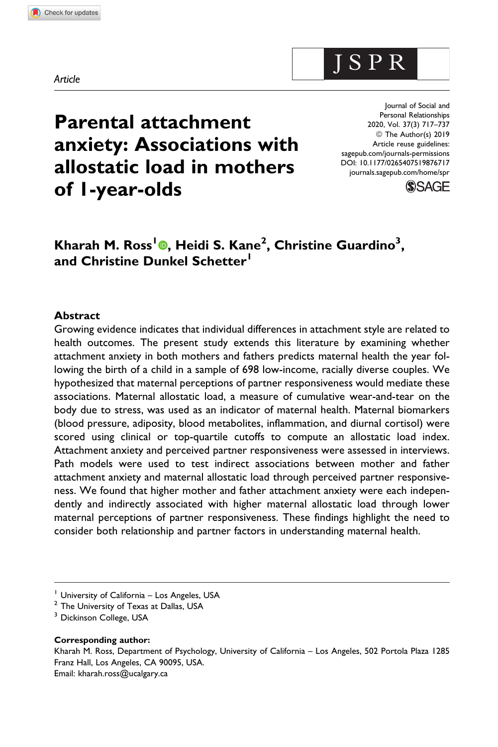*Article*

# Parental attachment anxiety: Associations with allostatic load in mothers of 1-year-olds

Journal of Social and Personal Relationships
2020, Vol. 37(3) 717–737
© The Author(s) 2019
Article reuse guidelines:
sagepub.com/journals-permissions
DOI: 10.1177/0265407519876717
journals.sagepub.com/home/spr

**Kharah M. Ross[1], Heidi S. Kane[2], Christine Guardino[3], and Christine Dunkel Schetter[1]**

### Abstract

Growing evidence indicates that individual differences in attachment style are related to health outcomes. The present study extends this literature by examining whether attachment anxiety in both mothers and fathers predicts maternal health the year following the birth of a child in a sample of 698 low-income, racially diverse couples. We hypothesized that maternal perceptions of partner responsiveness would mediate these associations. Maternal allostatic load, a measure of cumulative wear-and-tear on the body due to stress, was used as an indicator of maternal health. Maternal biomarkers (blood pressure, adiposity, blood metabolites, inflammation, and diurnal cortisol) were scored using clinical or top-quartile cutoffs to compute an allostatic load index. Attachment anxiety and perceived partner responsiveness were assessed in interviews. Path models were used to test indirect associations between mother and father attachment anxiety and maternal allostatic load through perceived partner responsiveness. We found that higher mother and father attachment anxiety were each independently and indirectly associated with higher maternal allostatic load through lower maternal perceptions of partner responsiveness. These findings highlight the need to consider both relationship and partner factors in understanding maternal health.

---

[1] University of California – Los Angeles, USA
[2] The University of Texas at Dallas, USA
[3] Dickinson College, USA

**Corresponding author:**
Kharah M. Ross, Department of Psychology, University of California – Los Angeles, 502 Portola Plaza 1285 Franz Hall, Los Angeles, CA 90095, USA.
Email: kharah.ross@ucalgary.ca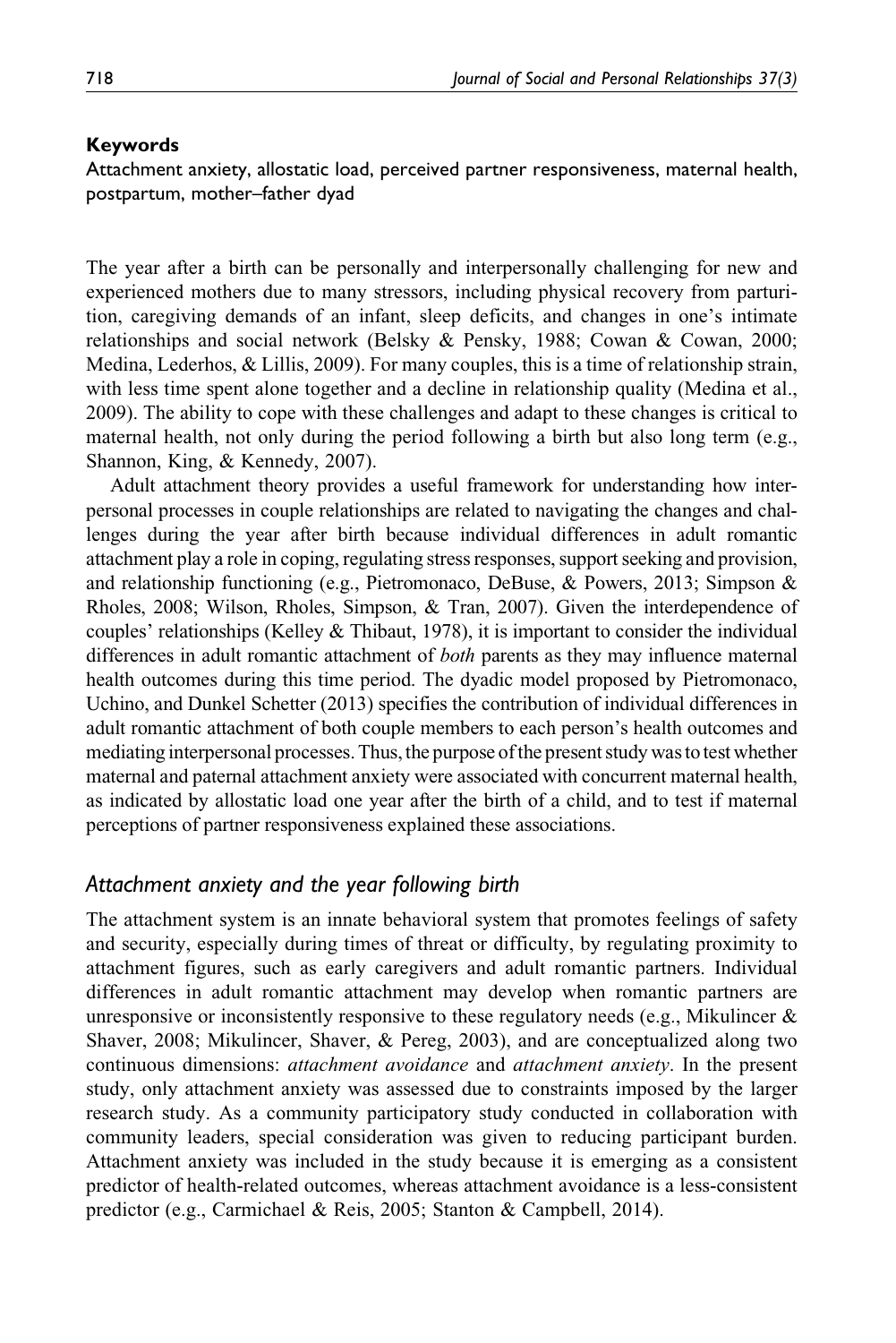**Keywords**

Attachment anxiety, allostatic load, perceived partner responsiveness, maternal health, postpartum, mother–father dyad

The year after a birth can be personally and interpersonally challenging for new and experienced mothers due to many stressors, including physical recovery from parturition, caregiving demands of an infant, sleep deficits, and changes in one's intimate relationships and social network (Belsky & Pensky, 1988; Cowan & Cowan, 2000; Medina, Lederhos, & Lillis, 2009). For many couples, this is a time of relationship strain, with less time spent alone together and a decline in relationship quality (Medina et al., 2009). The ability to cope with these challenges and adapt to these changes is critical to maternal health, not only during the period following a birth but also long term (e.g., Shannon, King, & Kennedy, 2007).

Adult attachment theory provides a useful framework for understanding how interpersonal processes in couple relationships are related to navigating the changes and challenges during the year after birth because individual differences in adult romantic attachment play a role in coping, regulating stress responses, support seeking and provision, and relationship functioning (e.g., Pietromonaco, DeBuse, & Powers, 2013; Simpson & Rholes, 2008; Wilson, Rholes, Simpson, & Tran, 2007). Given the interdependence of couples' relationships (Kelley & Thibaut, 1978), it is important to consider the individual differences in adult romantic attachment of *both* parents as they may influence maternal health outcomes during this time period. The dyadic model proposed by Pietromonaco, Uchino, and Dunkel Schetter (2013) specifies the contribution of individual differences in adult romantic attachment of both couple members to each person's health outcomes and mediating interpersonal processes. Thus, the purpose of the present study was to test whether maternal and paternal attachment anxiety were associated with concurrent maternal health, as indicated by allostatic load one year after the birth of a child, and to test if maternal perceptions of partner responsiveness explained these associations.

## *Attachment anxiety and the year following birth*

The attachment system is an innate behavioral system that promotes feelings of safety and security, especially during times of threat or difficulty, by regulating proximity to attachment figures, such as early caregivers and adult romantic partners. Individual differences in adult romantic attachment may develop when romantic partners are unresponsive or inconsistently responsive to these regulatory needs (e.g., Mikulincer & Shaver, 2008; Mikulincer, Shaver, & Pereg, 2003), and are conceptualized along two continuous dimensions: *attachment avoidance* and *attachment anxiety*. In the present study, only attachment anxiety was assessed due to constraints imposed by the larger research study. As a community participatory study conducted in collaboration with community leaders, special consideration was given to reducing participant burden. Attachment anxiety was included in the study because it is emerging as a consistent predictor of health-related outcomes, whereas attachment avoidance is a less-consistent predictor (e.g., Carmichael & Reis, 2005; Stanton & Campbell, 2014).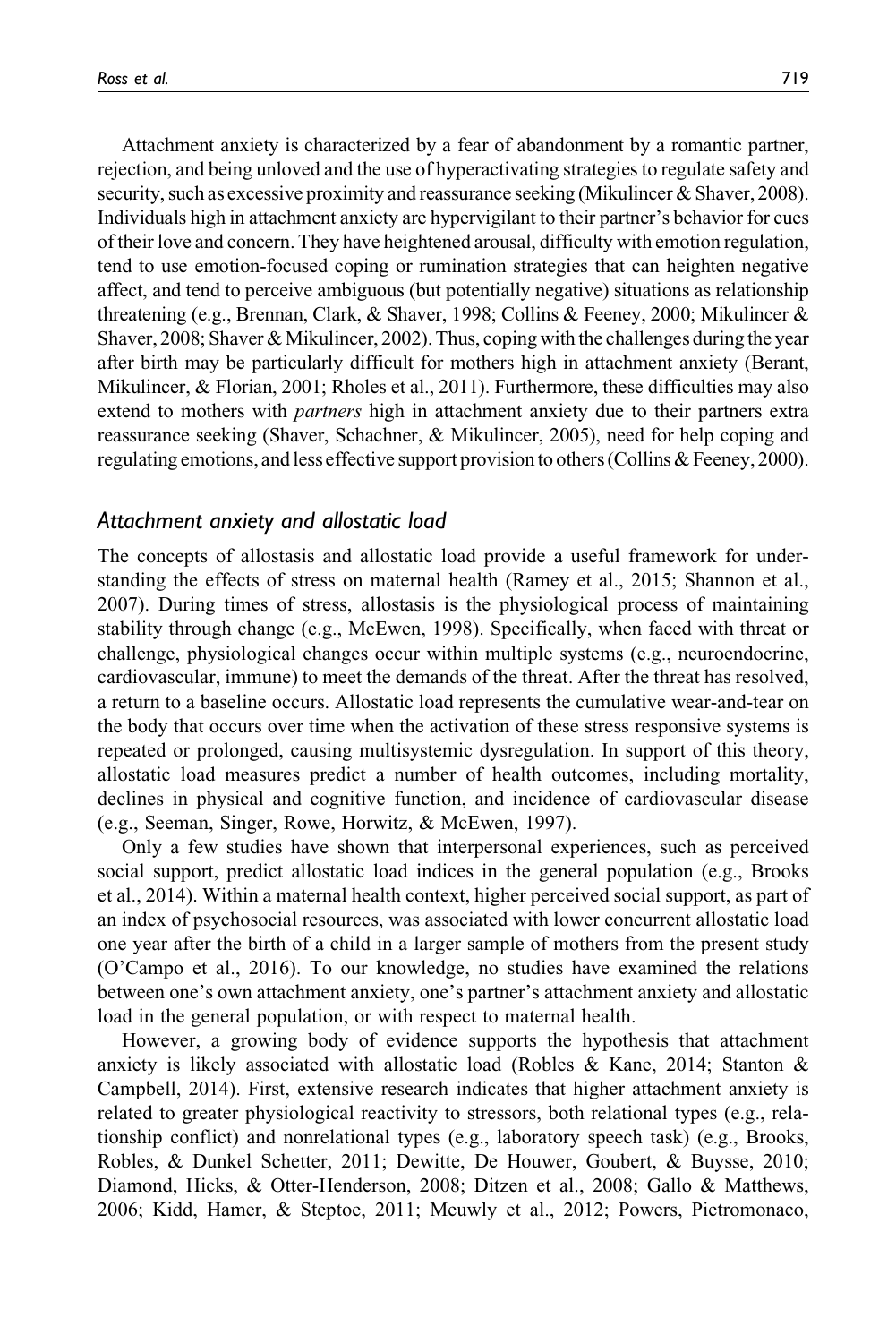Attachment anxiety is characterized by a fear of abandonment by a romantic partner, rejection, and being unloved and the use of hyperactivating strategies to regulate safety and security, such as excessive proximity and reassurance seeking (Mikulincer & Shaver, 2008). Individuals high in attachment anxiety are hypervigilant to their partner's behavior for cues of their love and concern. They have heightened arousal, difficulty with emotion regulation, tend to use emotion-focused coping or rumination strategies that can heighten negative affect, and tend to perceive ambiguous (but potentially negative) situations as relationship threatening (e.g., Brennan, Clark, & Shaver, 1998; Collins & Feeney, 2000; Mikulincer & Shaver, 2008; Shaver & Mikulincer, 2002). Thus, coping with the challenges during the year after birth may be particularly difficult for mothers high in attachment anxiety (Berant, Mikulincer, & Florian, 2001; Rholes et al., 2011). Furthermore, these difficulties may also extend to mothers with *partners* high in attachment anxiety due to their partners extra reassurance seeking (Shaver, Schachner, & Mikulincer, 2005), need for help coping and regulating emotions, and less effective support provision to others (Collins & Feeney, 2000).

## *Attachment anxiety and allostatic load*

The concepts of allostasis and allostatic load provide a useful framework for understanding the effects of stress on maternal health (Ramey et al., 2015; Shannon et al., 2007). During times of stress, allostasis is the physiological process of maintaining stability through change (e.g., McEwen, 1998). Specifically, when faced with threat or challenge, physiological changes occur within multiple systems (e.g., neuroendocrine, cardiovascular, immune) to meet the demands of the threat. After the threat has resolved, a return to a baseline occurs. Allostatic load represents the cumulative wear-and-tear on the body that occurs over time when the activation of these stress responsive systems is repeated or prolonged, causing multisystemic dysregulation. In support of this theory, allostatic load measures predict a number of health outcomes, including mortality, declines in physical and cognitive function, and incidence of cardiovascular disease (e.g., Seeman, Singer, Rowe, Horwitz, & McEwen, 1997).

Only a few studies have shown that interpersonal experiences, such as perceived social support, predict allostatic load indices in the general population (e.g., Brooks et al., 2014). Within a maternal health context, higher perceived social support, as part of an index of psychosocial resources, was associated with lower concurrent allostatic load one year after the birth of a child in a larger sample of mothers from the present study (O'Campo et al., 2016). To our knowledge, no studies have examined the relations between one's own attachment anxiety, one's partner's attachment anxiety and allostatic load in the general population, or with respect to maternal health.

However, a growing body of evidence supports the hypothesis that attachment anxiety is likely associated with allostatic load (Robles & Kane, 2014; Stanton & Campbell, 2014). First, extensive research indicates that higher attachment anxiety is related to greater physiological reactivity to stressors, both relational types (e.g., relationship conflict) and nonrelational types (e.g., laboratory speech task) (e.g., Brooks, Robles, & Dunkel Schetter, 2011; Dewitte, De Houwer, Goubert, & Buysse, 2010; Diamond, Hicks, & Otter-Henderson, 2008; Ditzen et al., 2008; Gallo & Matthews, 2006; Kidd, Hamer, & Steptoe, 2011; Meuwly et al., 2012; Powers, Pietromonaco,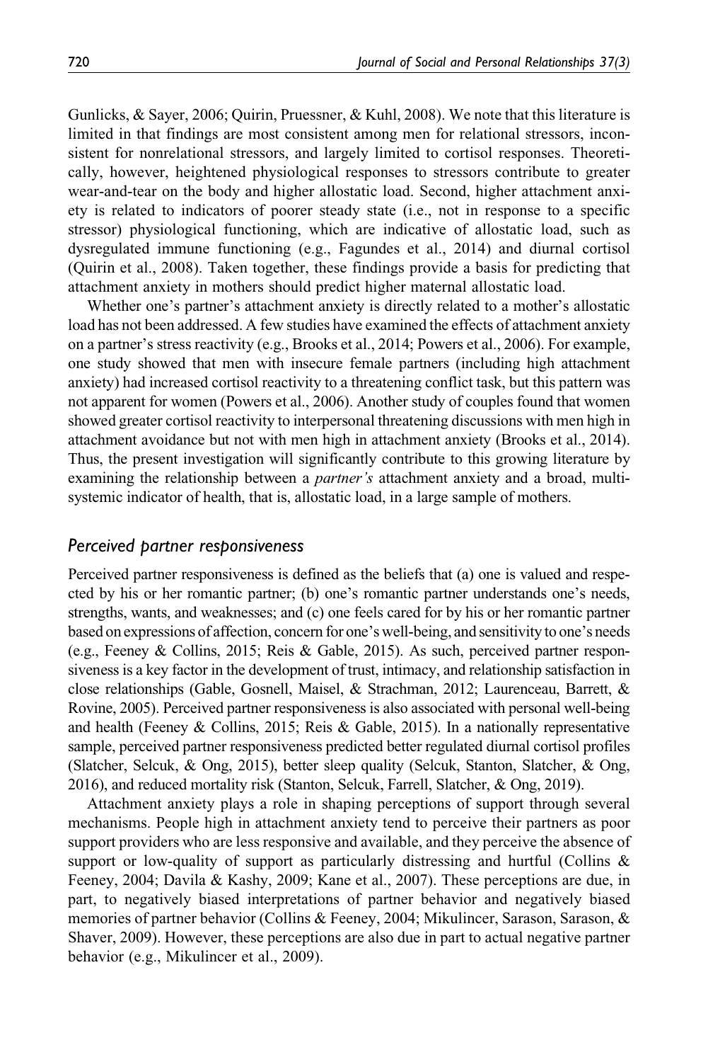Gunlicks, & Sayer, 2006; Quirin, Pruessner, & Kuhl, 2008). We note that this literature is limited in that findings are most consistent among men for relational stressors, inconsistent for nonrelational stressors, and largely limited to cortisol responses. Theoretically, however, heightened physiological responses to stressors contribute to greater wear-and-tear on the body and higher allostatic load. Second, higher attachment anxiety is related to indicators of poorer steady state (i.e., not in response to a specific stressor) physiological functioning, which are indicative of allostatic load, such as dysregulated immune functioning (e.g., Fagundes et al., 2014) and diurnal cortisol (Quirin et al., 2008). Taken together, these findings provide a basis for predicting that attachment anxiety in mothers should predict higher maternal allostatic load.

Whether one's partner's attachment anxiety is directly related to a mother's allostatic load has not been addressed. A few studies have examined the effects of attachment anxiety on a partner's stress reactivity (e.g., Brooks et al., 2014; Powers et al., 2006). For example, one study showed that men with insecure female partners (including high attachment anxiety) had increased cortisol reactivity to a threatening conflict task, but this pattern was not apparent for women (Powers et al., 2006). Another study of couples found that women showed greater cortisol reactivity to interpersonal threatening discussions with men high in attachment avoidance but not with men high in attachment anxiety (Brooks et al., 2014). Thus, the present investigation will significantly contribute to this growing literature by examining the relationship between a *partner's* attachment anxiety and a broad, multisystemic indicator of health, that is, allostatic load, in a large sample of mothers.

## *Perceived partner responsiveness*

Perceived partner responsiveness is defined as the beliefs that (a) one is valued and respected by his or her romantic partner; (b) one's romantic partner understands one's needs, strengths, wants, and weaknesses; and (c) one feels cared for by his or her romantic partner based on expressions of affection, concern for one's well-being, and sensitivity to one's needs (e.g., Feeney & Collins, 2015; Reis & Gable, 2015). As such, perceived partner responsiveness is a key factor in the development of trust, intimacy, and relationship satisfaction in close relationships (Gable, Gosnell, Maisel, & Strachman, 2012; Laurenceau, Barrett, & Rovine, 2005). Perceived partner responsiveness is also associated with personal well-being and health (Feeney & Collins, 2015; Reis & Gable, 2015). In a nationally representative sample, perceived partner responsiveness predicted better regulated diurnal cortisol profiles (Slatcher, Selcuk, & Ong, 2015), better sleep quality (Selcuk, Stanton, Slatcher, & Ong, 2016), and reduced mortality risk (Stanton, Selcuk, Farrell, Slatcher, & Ong, 2019).

Attachment anxiety plays a role in shaping perceptions of support through several mechanisms. People high in attachment anxiety tend to perceive their partners as poor support providers who are less responsive and available, and they perceive the absence of support or low-quality of support as particularly distressing and hurtful (Collins & Feeney, 2004; Davila & Kashy, 2009; Kane et al., 2007). These perceptions are due, in part, to negatively biased interpretations of partner behavior and negatively biased memories of partner behavior (Collins & Feeney, 2004; Mikulincer, Sarason, Sarason, & Shaver, 2009). However, these perceptions are also due in part to actual negative partner behavior (e.g., Mikulincer et al., 2009).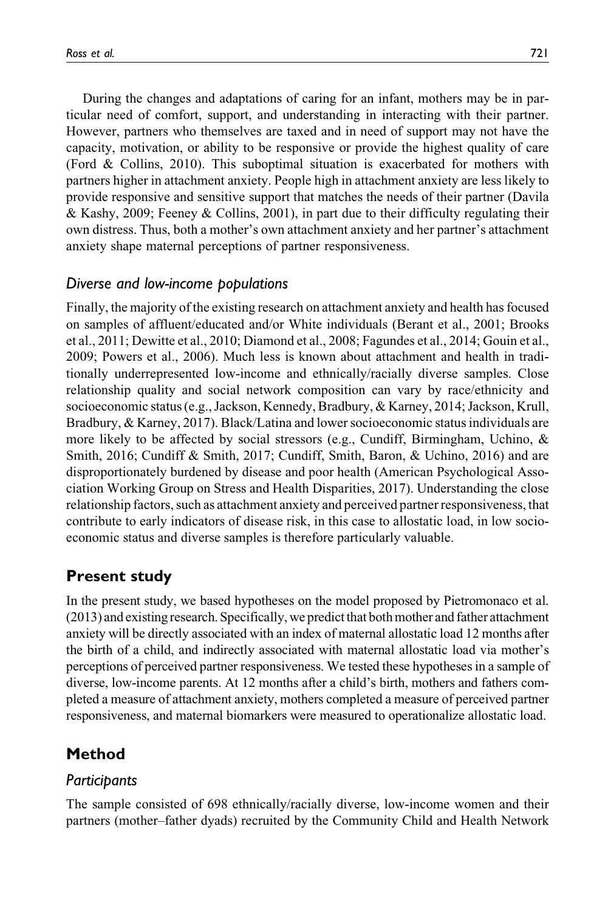During the changes and adaptations of caring for an infant, mothers may be in particular need of comfort, support, and understanding in interacting with their partner. However, partners who themselves are taxed and in need of support may not have the capacity, motivation, or ability to be responsive or provide the highest quality of care (Ford & Collins, 2010). This suboptimal situation is exacerbated for mothers with partners higher in attachment anxiety. People high in attachment anxiety are less likely to provide responsive and sensitive support that matches the needs of their partner (Davila & Kashy, 2009; Feeney & Collins, 2001), in part due to their difficulty regulating their own distress. Thus, both a mother's own attachment anxiety and her partner's attachment anxiety shape maternal perceptions of partner responsiveness.

### *Diverse and low-income populations*

Finally, the majority of the existing research on attachment anxiety and health has focused on samples of affluent/educated and/or White individuals (Berant et al., 2001; Brooks et al., 2011; Dewitte et al., 2010; Diamond et al., 2008; Fagundes et al., 2014; Gouin et al., 2009; Powers et al., 2006). Much less is known about attachment and health in traditionally underrepresented low-income and ethnically/racially diverse samples. Close relationship quality and social network composition can vary by race/ethnicity and socioeconomic status (e.g., Jackson, Kennedy, Bradbury, & Karney, 2014; Jackson, Krull, Bradbury, & Karney, 2017). Black/Latina and lower socioeconomic status individuals are more likely to be affected by social stressors (e.g., Cundiff, Birmingham, Uchino, & Smith, 2016; Cundiff & Smith, 2017; Cundiff, Smith, Baron, & Uchino, 2016) and are disproportionately burdened by disease and poor health (American Psychological Association Working Group on Stress and Health Disparities, 2017). Understanding the close relationship factors, such as attachment anxiety and perceived partner responsiveness, that contribute to early indicators of disease risk, in this case to allostatic load, in low socioeconomic status and diverse samples is therefore particularly valuable.

## Present study

In the present study, we based hypotheses on the model proposed by Pietromonaco et al. (2013) and existing research. Specifically, we predict that both mother and father attachment anxiety will be directly associated with an index of maternal allostatic load 12 months after the birth of a child, and indirectly associated with maternal allostatic load via mother's perceptions of perceived partner responsiveness. We tested these hypotheses in a sample of diverse, low-income parents. At 12 months after a child's birth, mothers and fathers completed a measure of attachment anxiety, mothers completed a measure of perceived partner responsiveness, and maternal biomarkers were measured to operationalize allostatic load.

## Method

### *Participants*

The sample consisted of 698 ethnically/racially diverse, low-income women and their partners (mother–father dyads) recruited by the Community Child and Health Network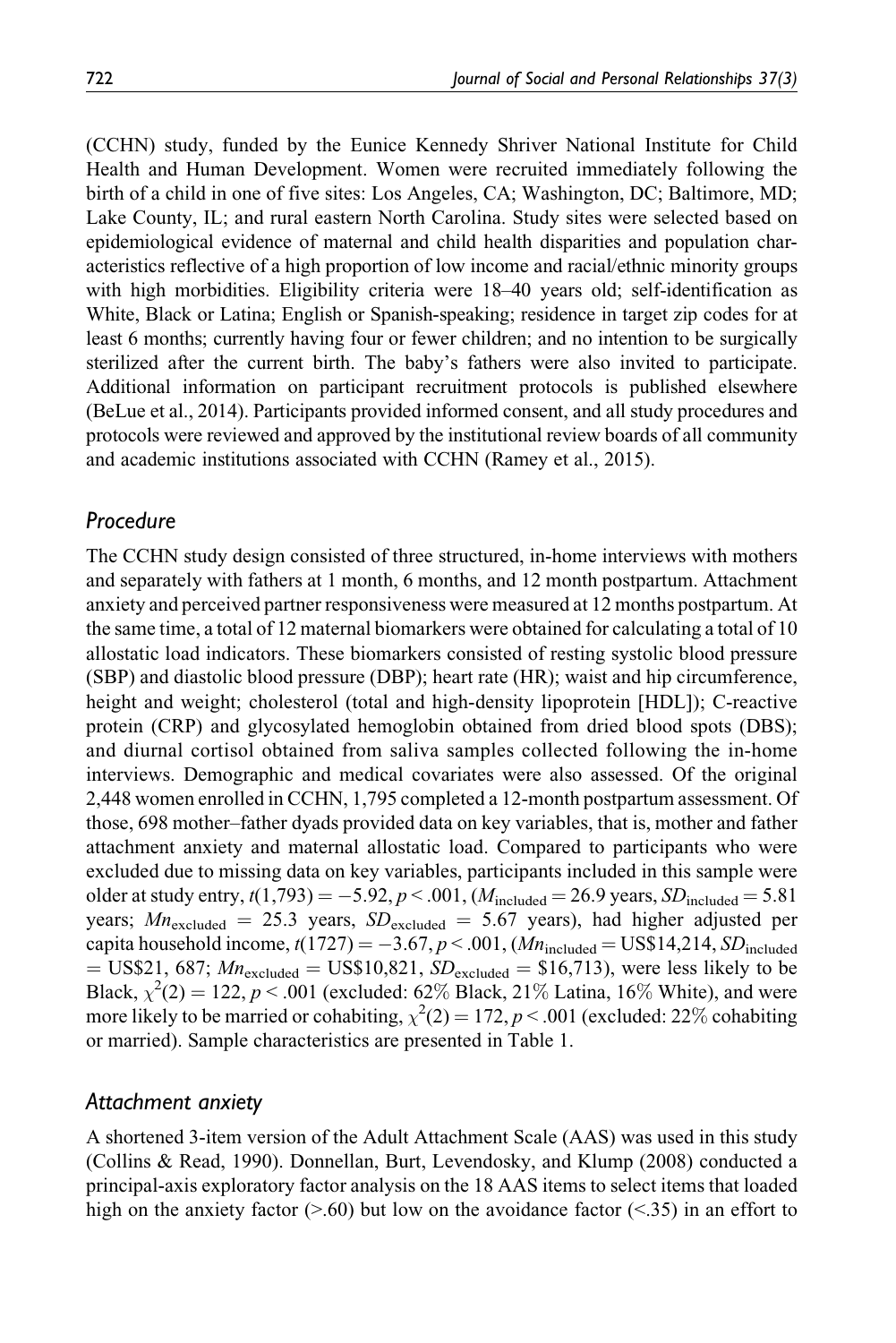(CCHN) study, funded by the Eunice Kennedy Shriver National Institute for Child Health and Human Development. Women were recruited immediately following the birth of a child in one of five sites: Los Angeles, CA; Washington, DC; Baltimore, MD; Lake County, IL; and rural eastern North Carolina. Study sites were selected based on epidemiological evidence of maternal and child health disparities and population characteristics reflective of a high proportion of low income and racial/ethnic minority groups with high morbidities. Eligibility criteria were 18–40 years old; self-identification as White, Black or Latina; English or Spanish-speaking; residence in target zip codes for at least 6 months; currently having four or fewer children; and no intention to be surgically sterilized after the current birth. The baby's fathers were also invited to participate. Additional information on participant recruitment protocols is published elsewhere (BeLue et al., 2014). Participants provided informed consent, and all study procedures and protocols were reviewed and approved by the institutional review boards of all community and academic institutions associated with CCHN (Ramey et al., 2015).

## *Procedure*

The CCHN study design consisted of three structured, in-home interviews with mothers and separately with fathers at 1 month, 6 months, and 12 month postpartum. Attachment anxiety and perceived partner responsiveness were measured at 12 months postpartum. At the same time, a total of 12 maternal biomarkers were obtained for calculating a total of 10 allostatic load indicators. These biomarkers consisted of resting systolic blood pressure (SBP) and diastolic blood pressure (DBP); heart rate (HR); waist and hip circumference, height and weight; cholesterol (total and high-density lipoprotein [HDL]); C-reactive protein (CRP) and glycosylated hemoglobin obtained from dried blood spots (DBS); and diurnal cortisol obtained from saliva samples collected following the in-home interviews. Demographic and medical covariates were also assessed. Of the original 2,448 women enrolled in CCHN, 1,795 completed a 12-month postpartum assessment. Of those, 698 mother–father dyads provided data on key variables, that is, mother and father attachment anxiety and maternal allostatic load. Compared to participants who were excluded due to missing data on key variables, participants included in this sample were older at study entry, $t(1{,}793) = -5.92$, $p < .001$, ($M_{\text{included}} = 26.9$ years, $SD_{\text{included}} = 5.81$ years; $Mn_{\text{excluded}} = 25.3$ years, $SD_{\text{excluded}} = 5.67$ years), had higher adjusted per capita household income, $t(1727) = -3.67$, $p < .001$, ($Mn_{\text{included}} = \text{US\$}14{,}214$, $SD_{\text{included}} = \text{US\$}21{,}687$; $Mn_{\text{excluded}} = \text{US\$}10{,}821$, $SD_{\text{excluded}} = \$16{,}713$), were less likely to be Black, $\chi^2(2) = 122$, $p < .001$ (excluded: 62% Black, 21% Latina, 16% White), and were more likely to be married or cohabiting, $\chi^2(2) = 172$, $p < .001$ (excluded: 22% cohabiting or married). Sample characteristics are presented in Table 1.

## *Attachment anxiety*

A shortened 3-item version of the Adult Attachment Scale (AAS) was used in this study (Collins & Read, 1990). Donnellan, Burt, Levendosky, and Klump (2008) conducted a principal-axis exploratory factor analysis on the 18 AAS items to select items that loaded high on the anxiety factor (>.60) but low on the avoidance factor (<.35) in an effort to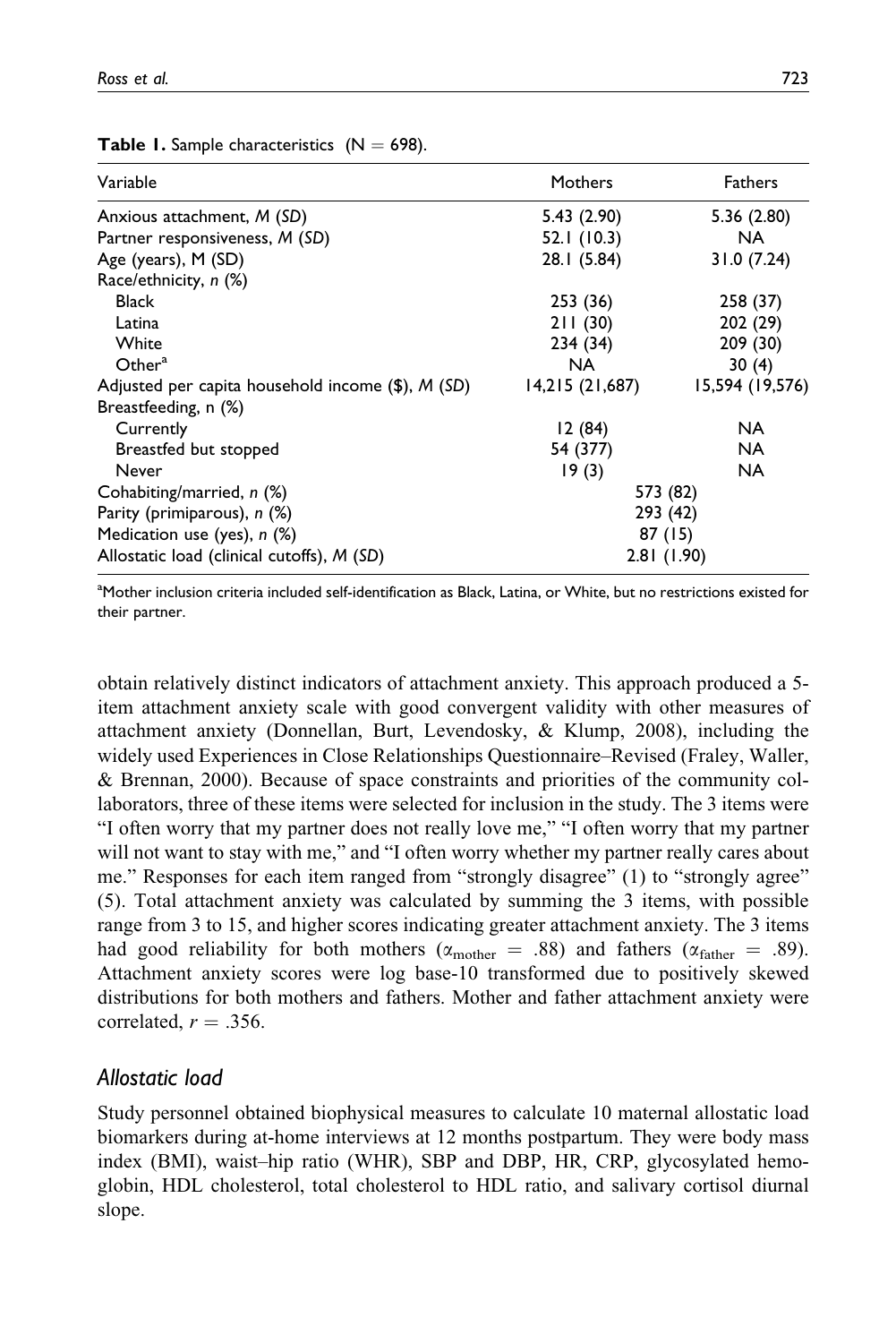**Table 1.** Sample characteristics ($N = 698$).

| Variable | Mothers | Fathers |
|---|---|---|
| Anxious attachment, *M* (*SD*) | 5.43 (2.90) | 5.36 (2.80) |
| Partner responsiveness, *M* (*SD*) | 52.1 (10.3) | NA |
| Age (years), M (SD) | 28.1 (5.84) | 31.0 (7.24) |
| Race/ethnicity, *n* (%) | | |
| Black | 253 (36) | 258 (37) |
| Latina | 211 (30) | 202 (29) |
| White | 234 (34) | 209 (30) |
| Other[a] | NA | 30 (4) |
| Adjusted per capita household income ($), *M* (*SD*) | 14,215 (21,687) | 15,594 (19,576) |
| Breastfeeding, n (%) | | |
| Currently | 12 (84) | NA |
| Breastfed but stopped | 54 (377) | NA |
| Never | 19 (3) | NA |
| Cohabiting/married, *n* (%) | 573 (82) | |
| Parity (primiparous), *n* (%) | 293 (42) | |
| Medication use (yes), *n* (%) | 87 (15) | |
| Allostatic load (clinical cutoffs), *M* (*SD*) | 2.81 (1.90) | |

[a]Mother inclusion criteria included self-identification as Black, Latina, or White, but no restrictions existed for their partner.

obtain relatively distinct indicators of attachment anxiety. This approach produced a 5-item attachment anxiety scale with good convergent validity with other measures of attachment anxiety (Donnellan, Burt, Levendosky, & Klump, 2008), including the widely used Experiences in Close Relationships Questionnaire–Revised (Fraley, Waller, & Brennan, 2000). Because of space constraints and priorities of the community collaborators, three of these items were selected for inclusion in the study. The 3 items were "I often worry that my partner does not really love me," "I often worry that my partner will not want to stay with me," and "I often worry whether my partner really cares about me." Responses for each item ranged from "strongly disagree" (1) to "strongly agree" (5). Total attachment anxiety was calculated by summing the 3 items, with possible range from 3 to 15, and higher scores indicating greater attachment anxiety. The 3 items had good reliability for both mothers ($\alpha_{\text{mother}} = .88$) and fathers ($\alpha_{\text{father}} = .89$). Attachment anxiety scores were log base-10 transformed due to positively skewed distributions for both mothers and fathers. Mother and father attachment anxiety were correlated, $r = .356$.

## Allostatic load

Study personnel obtained biophysical measures to calculate 10 maternal allostatic load biomarkers during at-home interviews at 12 months postpartum. They were body mass index (BMI), waist–hip ratio (WHR), SBP and DBP, HR, CRP, glycosylated hemoglobin, HDL cholesterol, total cholesterol to HDL ratio, and salivary cortisol diurnal slope.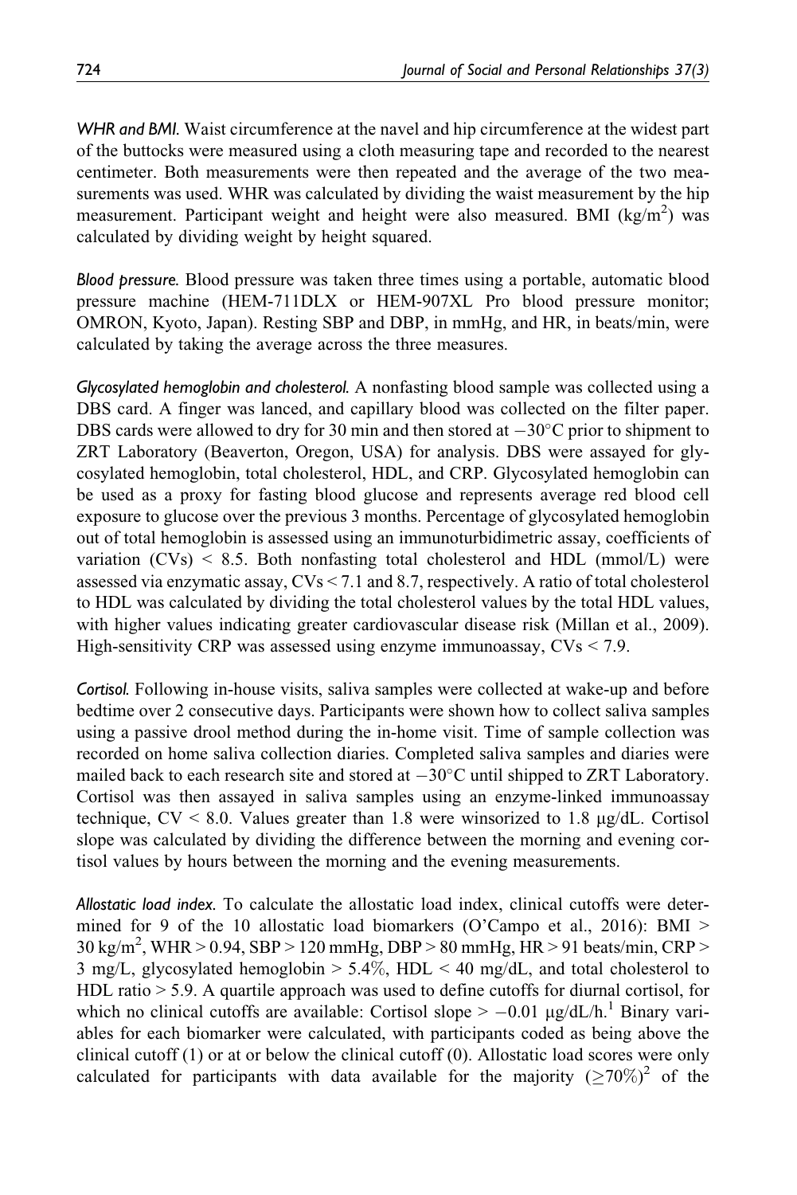*WHR and BMI.* Waist circumference at the navel and hip circumference at the widest part of the buttocks were measured using a cloth measuring tape and recorded to the nearest centimeter. Both measurements were then repeated and the average of the two measurements was used. WHR was calculated by dividing the waist measurement by the hip measurement. Participant weight and height were also measured. BMI (kg/m$^2$) was calculated by dividing weight by height squared.

*Blood pressure.* Blood pressure was taken three times using a portable, automatic blood pressure machine (HEM-711DLX or HEM-907XL Pro blood pressure monitor; OMRON, Kyoto, Japan). Resting SBP and DBP, in mmHg, and HR, in beats/min, were calculated by taking the average across the three measures.

*Glycosylated hemoglobin and cholesterol.* A nonfasting blood sample was collected using a DBS card. A finger was lanced, and capillary blood was collected on the filter paper. DBS cards were allowed to dry for 30 min and then stored at −30°C prior to shipment to ZRT Laboratory (Beaverton, Oregon, USA) for analysis. DBS were assayed for glycosylated hemoglobin, total cholesterol, HDL, and CRP. Glycosylated hemoglobin can be used as a proxy for fasting blood glucose and represents average red blood cell exposure to glucose over the previous 3 months. Percentage of glycosylated hemoglobin out of total hemoglobin is assessed using an immunoturbidimetric assay, coefficients of variation (CVs) < 8.5. Both nonfasting total cholesterol and HDL (mmol/L) were assessed via enzymatic assay, CVs < 7.1 and 8.7, respectively. A ratio of total cholesterol to HDL was calculated by dividing the total cholesterol values by the total HDL values, with higher values indicating greater cardiovascular disease risk (Millan et al., 2009). High-sensitivity CRP was assessed using enzyme immunoassay, CVs < 7.9.

*Cortisol.* Following in-house visits, saliva samples were collected at wake-up and before bedtime over 2 consecutive days. Participants were shown how to collect saliva samples using a passive drool method during the in-home visit. Time of sample collection was recorded on home saliva collection diaries. Completed saliva samples and diaries were mailed back to each research site and stored at −30°C until shipped to ZRT Laboratory. Cortisol was then assayed in saliva samples using an enzyme-linked immunoassay technique, CV < 8.0. Values greater than 1.8 were winsorized to 1.8 μg/dL. Cortisol slope was calculated by dividing the difference between the morning and evening cortisol values by hours between the morning and the evening measurements.

*Allostatic load index.* To calculate the allostatic load index, clinical cutoffs were determined for 9 of the 10 allostatic load biomarkers (O'Campo et al., 2016): BMI > 30 kg/m$^2$, WHR > 0.94, SBP > 120 mmHg, DBP > 80 mmHg, HR > 91 beats/min, CRP > 3 mg/L, glycosylated hemoglobin > 5.4%, HDL < 40 mg/dL, and total cholesterol to HDL ratio > 5.9. A quartile approach was used to define cutoffs for diurnal cortisol, for which no clinical cutoffs are available: Cortisol slope > −0.01 μg/dL/h.[1] Binary variables for each biomarker were calculated, with participants coded as being above the clinical cutoff (1) or at or below the clinical cutoff (0). Allostatic load scores were only calculated for participants with data available for the majority (≥70%)[2] of the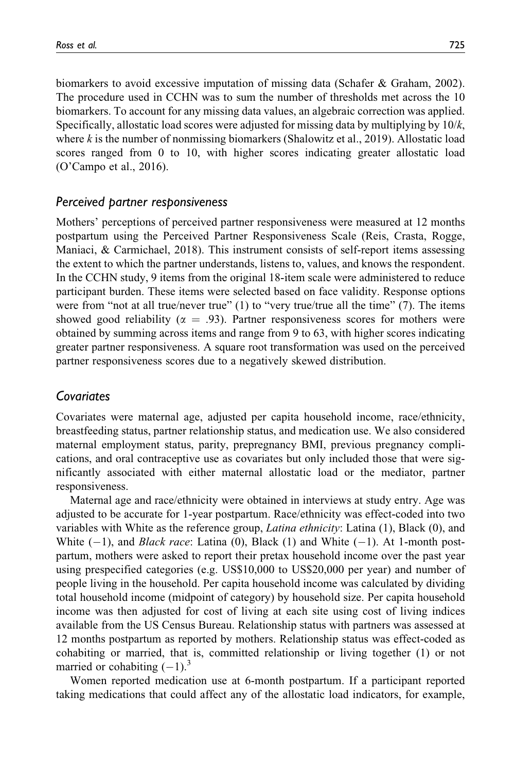biomarkers to avoid excessive imputation of missing data (Schafer & Graham, 2002). The procedure used in CCHN was to sum the number of thresholds met across the 10 biomarkers. To account for any missing data values, an algebraic correction was applied. Specifically, allostatic load scores were adjusted for missing data by multiplying by $10/k$, where $k$ is the number of nonmissing biomarkers (Shalowitz et al., 2019). Allostatic load scores ranged from 0 to 10, with higher scores indicating greater allostatic load (O'Campo et al., 2016).

### *Perceived partner responsiveness*

Mothers' perceptions of perceived partner responsiveness were measured at 12 months postpartum using the Perceived Partner Responsiveness Scale (Reis, Crasta, Rogge, Maniaci, & Carmichael, 2018). This instrument consists of self-report items assessing the extent to which the partner understands, listens to, values, and knows the respondent. In the CCHN study, 9 items from the original 18-item scale were administered to reduce participant burden. These items were selected based on face validity. Response options were from "not at all true/never true" (1) to "very true/true all the time" (7). The items showed good reliability ($\alpha = .93$). Partner responsiveness scores for mothers were obtained by summing across items and range from 9 to 63, with higher scores indicating greater partner responsiveness. A square root transformation was used on the perceived partner responsiveness scores due to a negatively skewed distribution.

### *Covariates*

Covariates were maternal age, adjusted per capita household income, race/ethnicity, breastfeeding status, partner relationship status, and medication use. We also considered maternal employment status, parity, prepregnancy BMI, previous pregnancy complications, and oral contraceptive use as covariates but only included those that were significantly associated with either maternal allostatic load or the mediator, partner responsiveness.

Maternal age and race/ethnicity were obtained in interviews at study entry. Age was adjusted to be accurate for 1-year postpartum. Race/ethnicity was effect-coded into two variables with White as the reference group, *Latina ethnicity*: Latina (1), Black (0), and White (−1), and *Black race*: Latina (0), Black (1) and White (−1). At 1-month postpartum, mothers were asked to report their pretax household income over the past year using prespecified categories (e.g. US$10,000 to US$20,000 per year) and number of people living in the household. Per capita household income was calculated by dividing total household income (midpoint of category) by household size. Per capita household income was then adjusted for cost of living at each site using cost of living indices available from the US Census Bureau. Relationship status with partners was assessed at 12 months postpartum as reported by mothers. Relationship status was effect-coded as cohabiting or married, that is, committed relationship or living together (1) or not married or cohabiting (−1).[3]

Women reported medication use at 6-month postpartum. If a participant reported taking medications that could affect any of the allostatic load indicators, for example,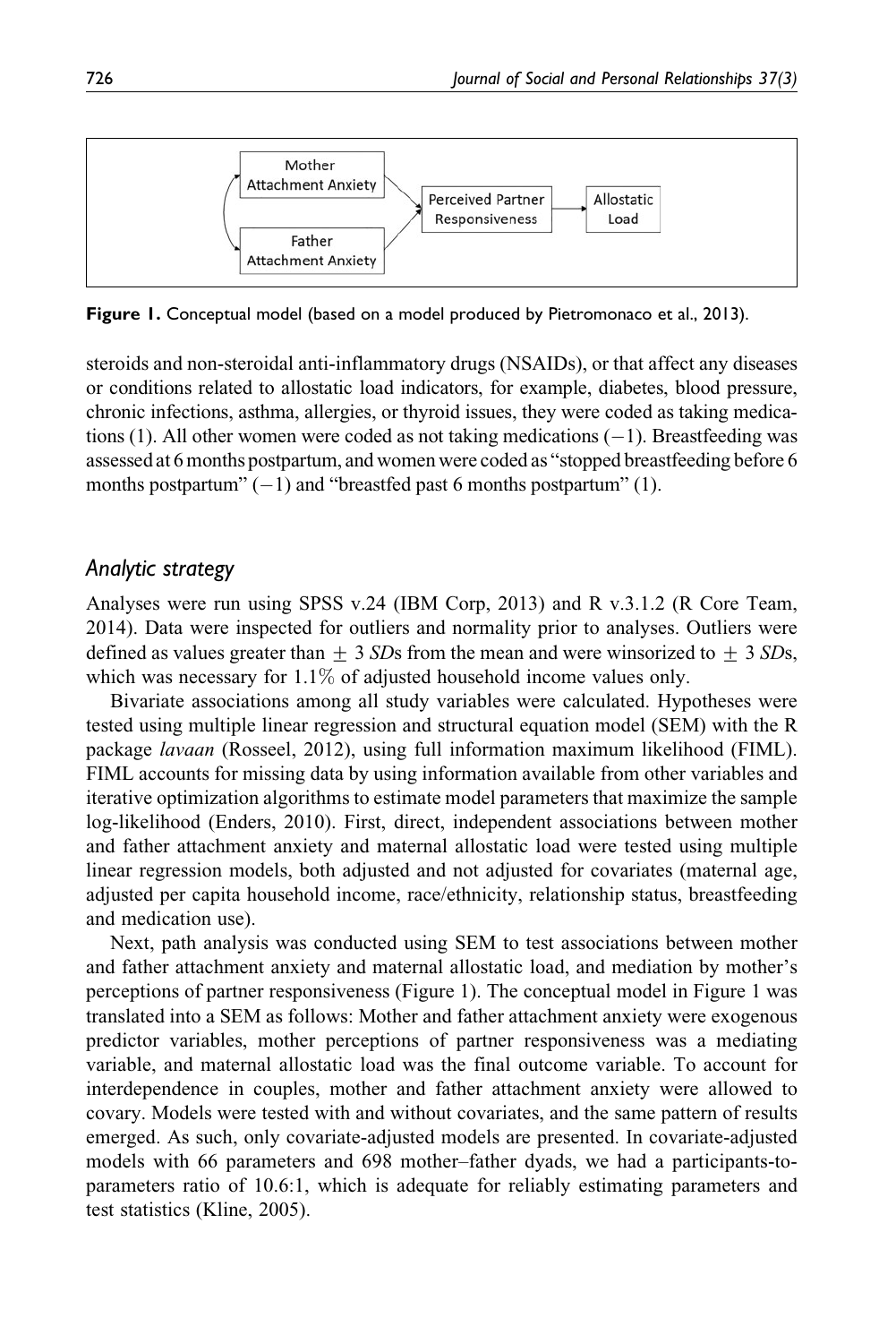Figure 1. Conceptual model (based on a model produced by Pietromonaco et al., 2013).

steroids and non-steroidal anti-inflammatory drugs (NSAIDs), or that affect any diseases or conditions related to allostatic load indicators, for example, diabetes, blood pressure, chronic infections, asthma, allergies, or thyroid issues, they were coded as taking medications (1). All other women were coded as not taking medications (−1). Breastfeeding was assessed at 6 months postpartum, and women were coded as "stopped breastfeeding before 6 months postpartum" (−1) and "breastfed past 6 months postpartum" (1).

## *Analytic strategy*

Analyses were run using SPSS v.24 (IBM Corp, 2013) and R v.3.1.2 (R Core Team, 2014). Data were inspected for outliers and normality prior to analyses. Outliers were defined as values greater than $\pm$ 3 *SD*s from the mean and were winsorized to $\pm$ 3 *SD*s, which was necessary for 1.1% of adjusted household income values only.

Bivariate associations among all study variables were calculated. Hypotheses were tested using multiple linear regression and structural equation model (SEM) with the R package *lavaan* (Rosseel, 2012), using full information maximum likelihood (FIML). FIML accounts for missing data by using information available from other variables and iterative optimization algorithms to estimate model parameters that maximize the sample log-likelihood (Enders, 2010). First, direct, independent associations between mother and father attachment anxiety and maternal allostatic load were tested using multiple linear regression models, both adjusted and not adjusted for covariates (maternal age, adjusted per capita household income, race/ethnicity, relationship status, breastfeeding and medication use).

Next, path analysis was conducted using SEM to test associations between mother and father attachment anxiety and maternal allostatic load, and mediation by mother's perceptions of partner responsiveness (Figure 1). The conceptual model in Figure 1 was translated into a SEM as follows: Mother and father attachment anxiety were exogenous predictor variables, mother perceptions of partner responsiveness was a mediating variable, and maternal allostatic load was the final outcome variable. To account for interdependence in couples, mother and father attachment anxiety were allowed to covary. Models were tested with and without covariates, and the same pattern of results emerged. As such, only covariate-adjusted models are presented. In covariate-adjusted models with 66 parameters and 698 mother–father dyads, we had a participants-to-parameters ratio of 10.6:1, which is adequate for reliably estimating parameters and test statistics (Kline, 2005).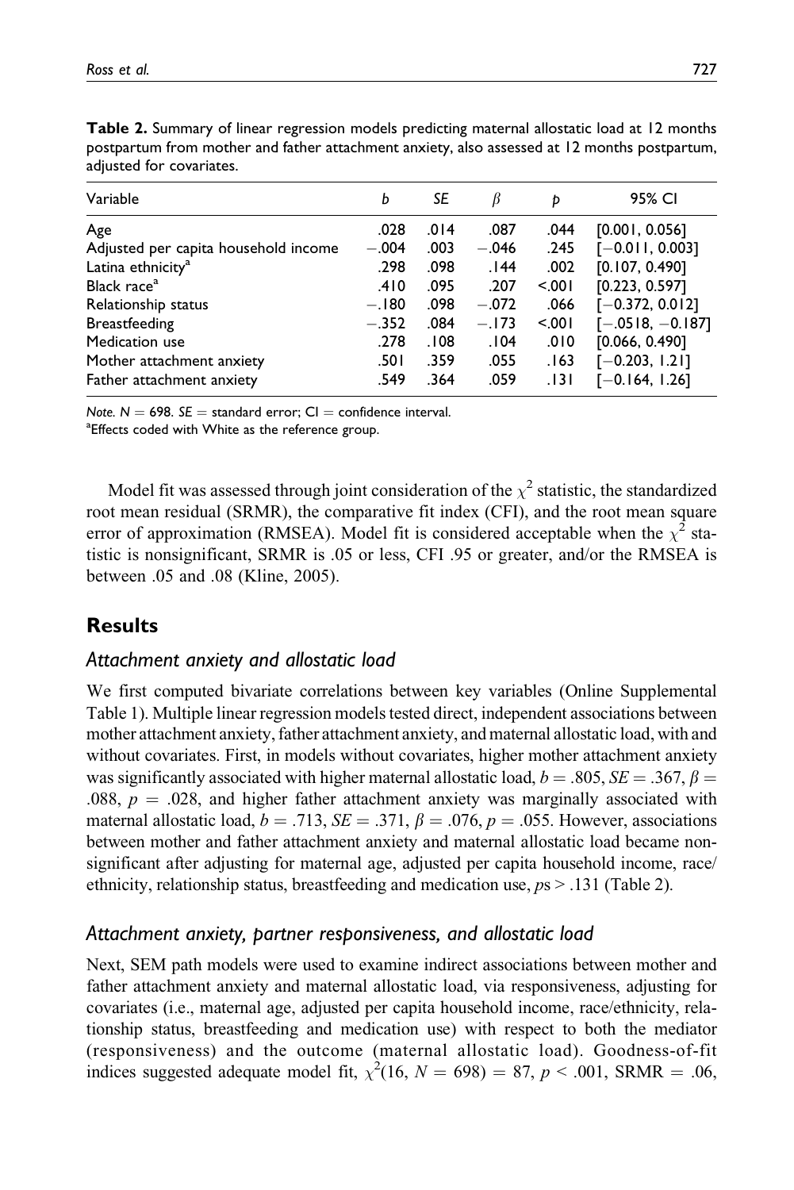**Table 2.** Summary of linear regression models predicting maternal allostatic load at 12 months postpartum from mother and father attachment anxiety, also assessed at 12 months postpartum, adjusted for covariates.

| Variable | $b$ | $SE$ | $\beta$ | $p$ | 95% CI |
|---|---|---|---|---|---|
| Age | .028 | .014 | .087 | .044 | [0.001, 0.056] |
| Adjusted per capita household income | −.004 | .003 | −.046 | .245 | [−0.011, 0.003] |
| Latina ethnicity[a] | .298 | .098 | .144 | .002 | [0.107, 0.490] |
| Black race[a] | .410 | .095 | .207 | <.001 | [0.223, 0.597] |
| Relationship status | −.180 | .098 | −.072 | .066 | [−0.372, 0.012] |
| Breastfeeding | −.352 | .084 | −.173 | <.001 | [−.0518, −0.187] |
| Medication use | .278 | .108 | .104 | .010 | [0.066, 0.490] |
| Mother attachment anxiety | .501 | .359 | .055 | .163 | [−0.203, 1.21] |
| Father attachment anxiety | .549 | .364 | .059 | .131 | [−0.164, 1.26] |

*Note.* $N = 698$. $SE$ = standard error; CI = confidence interval.
[a]Effects coded with White as the reference group.

Model fit was assessed through joint consideration of the $\chi^2$ statistic, the standardized root mean residual (SRMR), the comparative fit index (CFI), and the root mean square error of approximation (RMSEA). Model fit is considered acceptable when the $\chi^2$ statistic is nonsignificant, SRMR is .05 or less, CFI .95 or greater, and/or the RMSEA is between .05 and .08 (Kline, 2005).

## Results

### Attachment anxiety and allostatic load

We first computed bivariate correlations between key variables (Online Supplemental Table 1). Multiple linear regression models tested direct, independent associations between mother attachment anxiety, father attachment anxiety, and maternal allostatic load, with and without covariates. First, in models without covariates, higher mother attachment anxiety was significantly associated with higher maternal allostatic load, $b = .805$, $SE = .367$, $\beta = .088$, $p = .028$, and higher father attachment anxiety was marginally associated with maternal allostatic load, $b = .713$, $SE = .371$, $\beta = .076$, $p = .055$. However, associations between mother and father attachment anxiety and maternal allostatic load became nonsignificant after adjusting for maternal age, adjusted per capita household income, race/ethnicity, relationship status, breastfeeding and medication use, $ps > .131$ (Table 2).

### Attachment anxiety, partner responsiveness, and allostatic load

Next, SEM path models were used to examine indirect associations between mother and father attachment anxiety and maternal allostatic load, via responsiveness, adjusting for covariates (i.e., maternal age, adjusted per capita household income, race/ethnicity, relationship status, breastfeeding and medication use) with respect to both the mediator (responsiveness) and the outcome (maternal allostatic load). Goodness-of-fit indices suggested adequate model fit, $\chi^2(16, N = 698) = 87$, $p < .001$, SRMR = .06,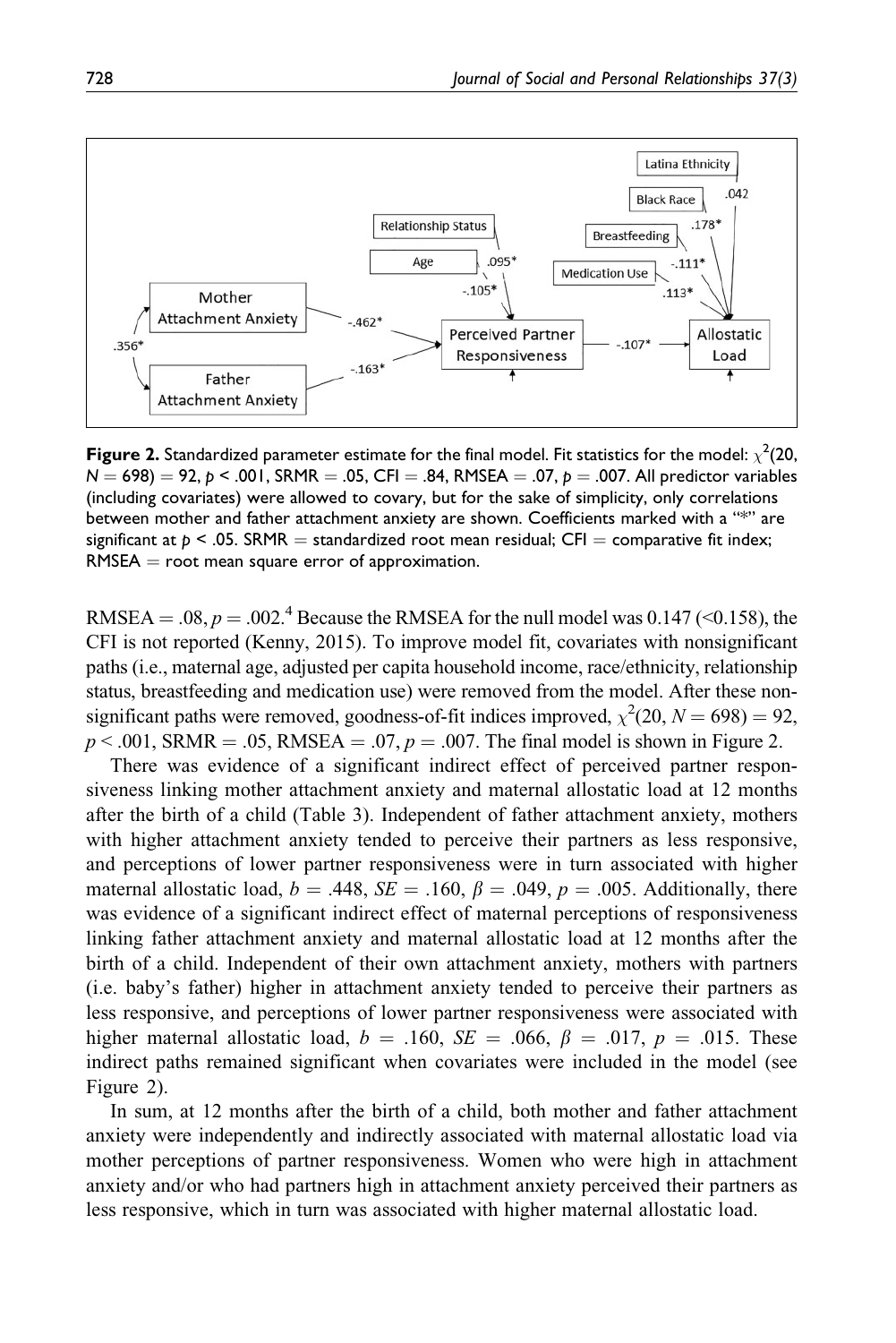**Figure 2.** Standardized parameter estimate for the final model. Fit statistics for the model: $\chi^2(20, N = 698) = 92$, $p < .001$, SRMR = .05, CFI = .84, RMSEA = .07, $p = .007$. All predictor variables (including covariates) were allowed to covary, but for the sake of simplicity, only correlations between mother and father attachment anxiety are shown. Coefficients marked with a "*" are significant at $p < .05$. SRMR = standardized root mean residual; CFI = comparative fit index; RMSEA = root mean square error of approximation.

RMSEA = .08, $p = .002$.[4] Because the RMSEA for the null model was 0.147 (<0.158), the CFI is not reported (Kenny, 2015). To improve model fit, covariates with nonsignificant paths (i.e., maternal age, adjusted per capita household income, race/ethnicity, relationship status, breastfeeding and medication use) were removed from the model. After these non-significant paths were removed, goodness-of-fit indices improved, $\chi^2(20, N = 698) = 92$, $p < .001$, SRMR = .05, RMSEA = .07, $p = .007$. The final model is shown in Figure 2.

There was evidence of a significant indirect effect of perceived partner responsiveness linking mother attachment anxiety and maternal allostatic load at 12 months after the birth of a child (Table 3). Independent of father attachment anxiety, mothers with higher attachment anxiety tended to perceive their partners as less responsive, and perceptions of lower partner responsiveness were in turn associated with higher maternal allostatic load, $b = .448$, $SE = .160$, $\beta = .049$, $p = .005$. Additionally, there was evidence of a significant indirect effect of maternal perceptions of responsiveness linking father attachment anxiety and maternal allostatic load at 12 months after the birth of a child. Independent of their own attachment anxiety, mothers with partners (i.e. baby's father) higher in attachment anxiety tended to perceive their partners as less responsive, and perceptions of lower partner responsiveness were associated with higher maternal allostatic load, $b = .160$, $SE = .066$, $\beta = .017$, $p = .015$. These indirect paths remained significant when covariates were included in the model (see Figure 2).

In sum, at 12 months after the birth of a child, both mother and father attachment anxiety were independently and indirectly associated with maternal allostatic load via mother perceptions of partner responsiveness. Women who were high in attachment anxiety and/or who had partners high in attachment anxiety perceived their partners as less responsive, which in turn was associated with higher maternal allostatic load.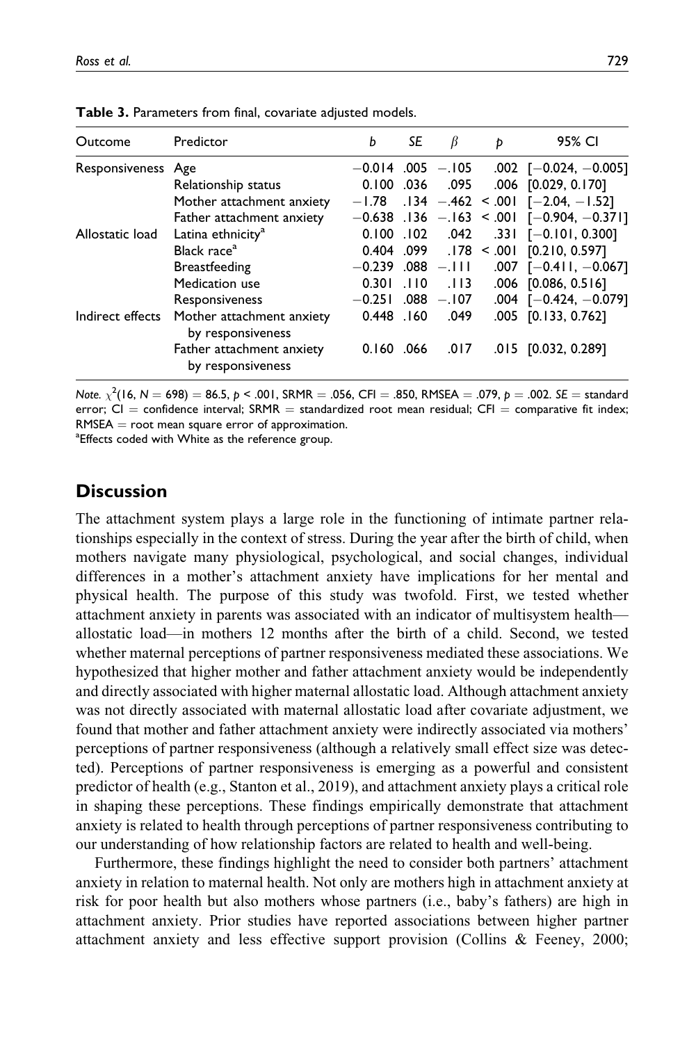**Table 3.** Parameters from final, covariate adjusted models.

| Outcome | Predictor | *b* | *SE* | $\beta$ | *p* | 95% CI |
|---|---|---|---|---|---|---|
| Responsiveness | Age | −0.014 | .005 | −.105 | .002 | [−0.024, −0.005] |
| | Relationship status | 0.100 | .036 | .095 | .006 | [0.029, 0.170] |
| | Mother attachment anxiety | −1.78 | .134 | −.462 | < .001 | [−2.04, −1.52] |
| | Father attachment anxiety | −0.638 | .136 | −.163 | < .001 | [−0.904, −0.371] |
| Allostatic load | Latina ethnicity[a] | 0.100 | .102 | .042 | .331 | [−0.101, 0.300] |
| | Black race[a] | 0.404 | .099 | .178 | < .001 | [0.210, 0.597] |
| | Breastfeeding | −0.239 | .088 | −.111 | .007 | [−0.411, −0.067] |
| | Medication use | 0.301 | .110 | .113 | .006 | [0.086, 0.516] |
| | Responsiveness | −0.251 | .088 | −.107 | .004 | [−0.424, −0.079] |
| Indirect effects | Mother attachment anxiety by responsiveness | 0.448 | .160 | .049 | .005 | [0.133, 0.762] |
| | Father attachment anxiety by responsiveness | 0.160 | .066 | .017 | .015 | [0.032, 0.289] |

*Note.* $\chi^2(16, N = 698) = 86.5$, $p < .001$, SRMR = .056, CFI = .850, RMSEA = .079, $p = .002$. *SE* = standard error; CI = confidence interval; SRMR = standardized root mean residual; CFI = comparative fit index; RMSEA = root mean square error of approximation.

[a]Effects coded with White as the reference group.

## Discussion

The attachment system plays a large role in the functioning of intimate partner relationships especially in the context of stress. During the year after the birth of child, when mothers navigate many physiological, psychological, and social changes, individual differences in a mother's attachment anxiety have implications for her mental and physical health. The purpose of this study was twofold. First, we tested whether attachment anxiety in parents was associated with an indicator of multisystem health—allostatic load—in mothers 12 months after the birth of a child. Second, we tested whether maternal perceptions of partner responsiveness mediated these associations. We hypothesized that higher mother and father attachment anxiety would be independently and directly associated with higher maternal allostatic load. Although attachment anxiety was not directly associated with maternal allostatic load after covariate adjustment, we found that mother and father attachment anxiety were indirectly associated via mothers' perceptions of partner responsiveness (although a relatively small effect size was detected). Perceptions of partner responsiveness is emerging as a powerful and consistent predictor of health (e.g., Stanton et al., 2019), and attachment anxiety plays a critical role in shaping these perceptions. These findings empirically demonstrate that attachment anxiety is related to health through perceptions of partner responsiveness contributing to our understanding of how relationship factors are related to health and well-being.

Furthermore, these findings highlight the need to consider both partners' attachment anxiety in relation to maternal health. Not only are mothers high in attachment anxiety at risk for poor health but also mothers whose partners (i.e., baby's fathers) are high in attachment anxiety. Prior studies have reported associations between higher partner attachment anxiety and less effective support provision (Collins & Feeney, 2000;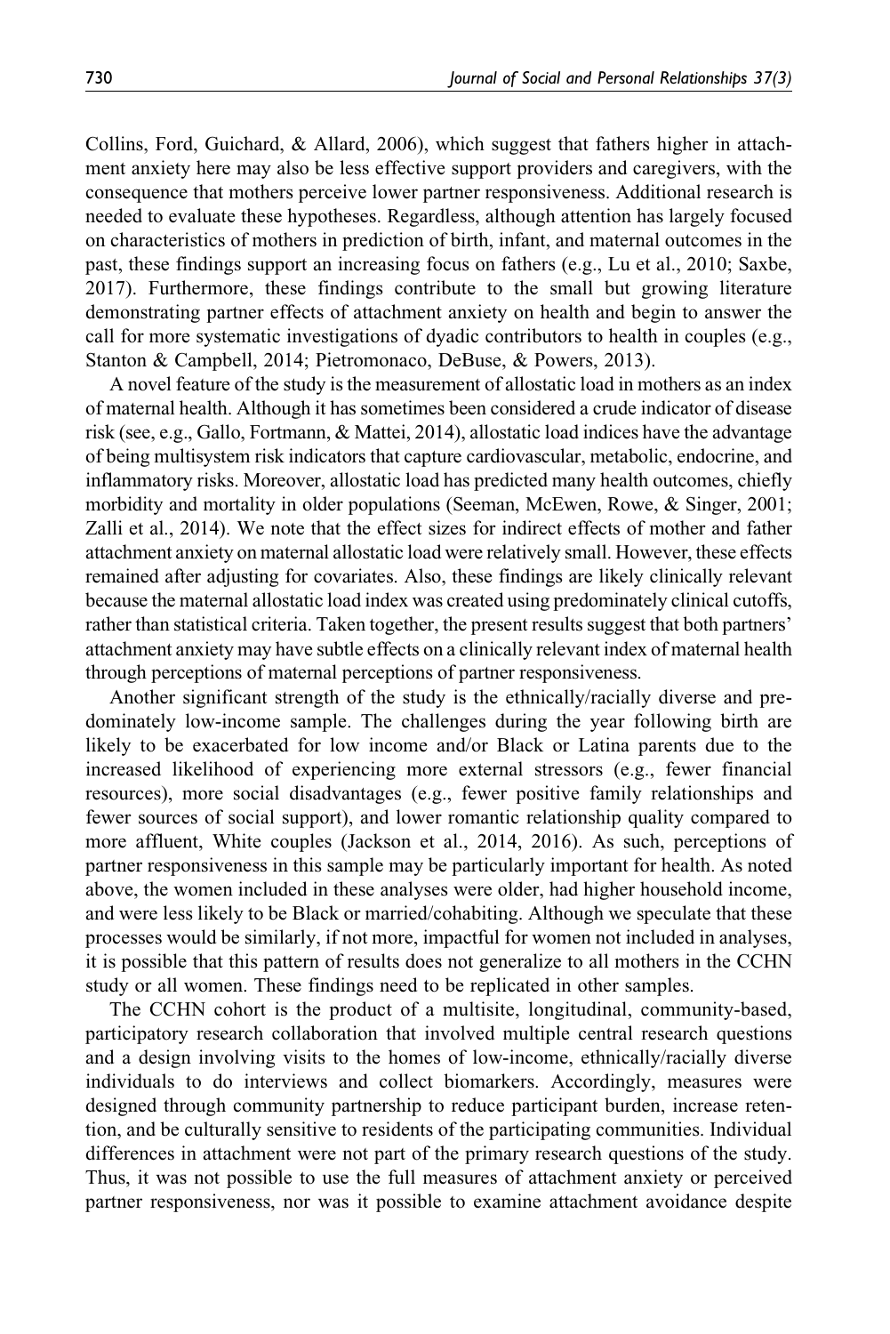Collins, Ford, Guichard, & Allard, 2006), which suggest that fathers higher in attachment anxiety here may also be less effective support providers and caregivers, with the consequence that mothers perceive lower partner responsiveness. Additional research is needed to evaluate these hypotheses. Regardless, although attention has largely focused on characteristics of mothers in prediction of birth, infant, and maternal outcomes in the past, these findings support an increasing focus on fathers (e.g., Lu et al., 2010; Saxbe, 2017). Furthermore, these findings contribute to the small but growing literature demonstrating partner effects of attachment anxiety on health and begin to answer the call for more systematic investigations of dyadic contributors to health in couples (e.g., Stanton & Campbell, 2014; Pietromonaco, DeBuse, & Powers, 2013).

A novel feature of the study is the measurement of allostatic load in mothers as an index of maternal health. Although it has sometimes been considered a crude indicator of disease risk (see, e.g., Gallo, Fortmann, & Mattei, 2014), allostatic load indices have the advantage of being multisystem risk indicators that capture cardiovascular, metabolic, endocrine, and inflammatory risks. Moreover, allostatic load has predicted many health outcomes, chiefly morbidity and mortality in older populations (Seeman, McEwen, Rowe, & Singer, 2001; Zalli et al., 2014). We note that the effect sizes for indirect effects of mother and father attachment anxiety on maternal allostatic load were relatively small. However, these effects remained after adjusting for covariates. Also, these findings are likely clinically relevant because the maternal allostatic load index was created using predominately clinical cutoffs, rather than statistical criteria. Taken together, the present results suggest that both partners' attachment anxiety may have subtle effects on a clinically relevant index of maternal health through perceptions of maternal perceptions of partner responsiveness.

Another significant strength of the study is the ethnically/racially diverse and predominately low-income sample. The challenges during the year following birth are likely to be exacerbated for low income and/or Black or Latina parents due to the increased likelihood of experiencing more external stressors (e.g., fewer financial resources), more social disadvantages (e.g., fewer positive family relationships and fewer sources of social support), and lower romantic relationship quality compared to more affluent, White couples (Jackson et al., 2014, 2016). As such, perceptions of partner responsiveness in this sample may be particularly important for health. As noted above, the women included in these analyses were older, had higher household income, and were less likely to be Black or married/cohabiting. Although we speculate that these processes would be similarly, if not more, impactful for women not included in analyses, it is possible that this pattern of results does not generalize to all mothers in the CCHN study or all women. These findings need to be replicated in other samples.

The CCHN cohort is the product of a multisite, longitudinal, community-based, participatory research collaboration that involved multiple central research questions and a design involving visits to the homes of low-income, ethnically/racially diverse individuals to do interviews and collect biomarkers. Accordingly, measures were designed through community partnership to reduce participant burden, increase retention, and be culturally sensitive to residents of the participating communities. Individual differences in attachment were not part of the primary research questions of the study. Thus, it was not possible to use the full measures of attachment anxiety or perceived partner responsiveness, nor was it possible to examine attachment avoidance despite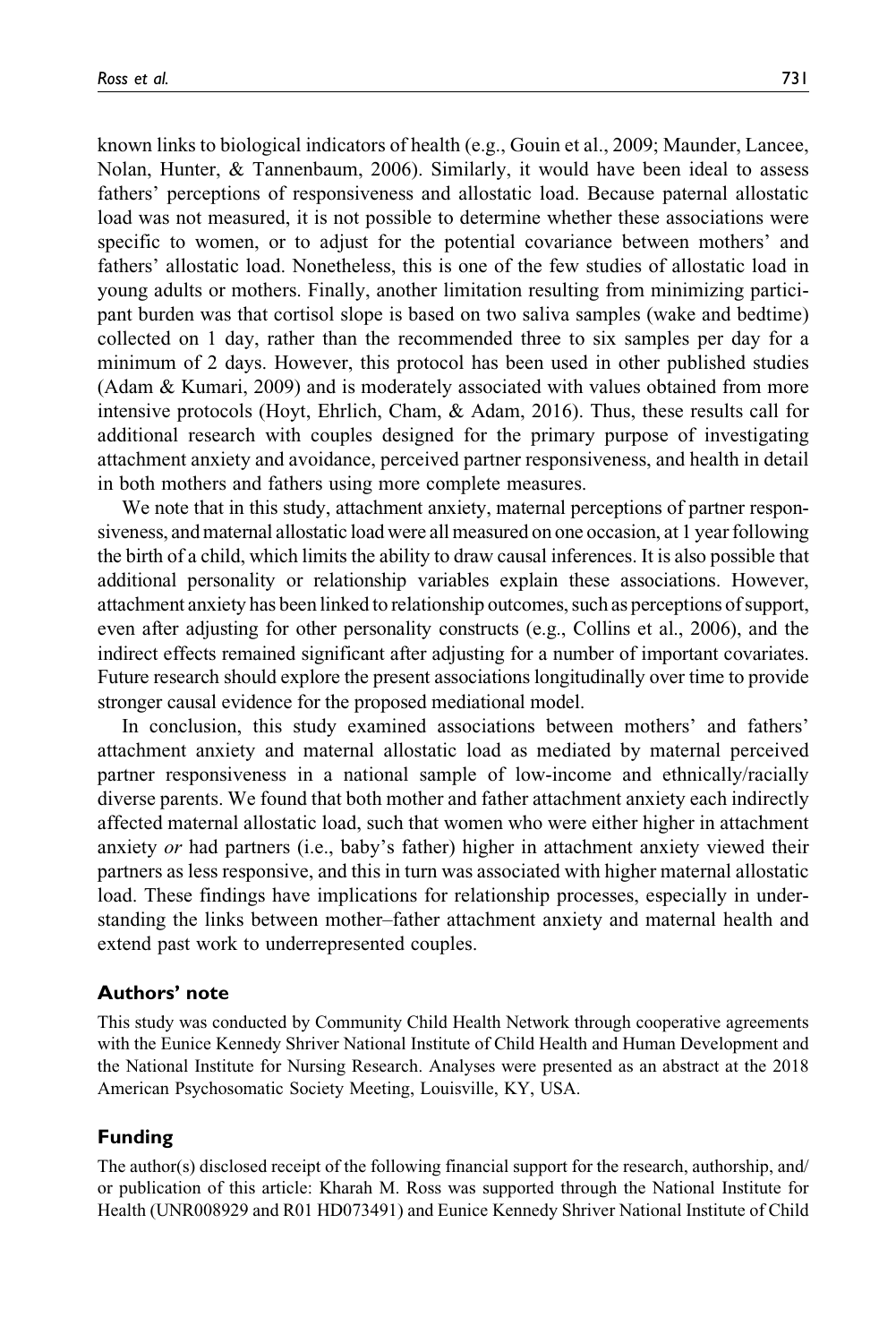known links to biological indicators of health (e.g., Gouin et al., 2009; Maunder, Lancee, Nolan, Hunter, & Tannenbaum, 2006). Similarly, it would have been ideal to assess fathers' perceptions of responsiveness and allostatic load. Because paternal allostatic load was not measured, it is not possible to determine whether these associations were specific to women, or to adjust for the potential covariance between mothers' and fathers' allostatic load. Nonetheless, this is one of the few studies of allostatic load in young adults or mothers. Finally, another limitation resulting from minimizing participant burden was that cortisol slope is based on two saliva samples (wake and bedtime) collected on 1 day, rather than the recommended three to six samples per day for a minimum of 2 days. However, this protocol has been used in other published studies (Adam & Kumari, 2009) and is moderately associated with values obtained from more intensive protocols (Hoyt, Ehrlich, Cham, & Adam, 2016). Thus, these results call for additional research with couples designed for the primary purpose of investigating attachment anxiety and avoidance, perceived partner responsiveness, and health in detail in both mothers and fathers using more complete measures.

We note that in this study, attachment anxiety, maternal perceptions of partner responsiveness, and maternal allostatic load were all measured on one occasion, at 1 year following the birth of a child, which limits the ability to draw causal inferences. It is also possible that additional personality or relationship variables explain these associations. However, attachment anxiety has been linked to relationship outcomes, such as perceptions of support, even after adjusting for other personality constructs (e.g., Collins et al., 2006), and the indirect effects remained significant after adjusting for a number of important covariates. Future research should explore the present associations longitudinally over time to provide stronger causal evidence for the proposed mediational model.

In conclusion, this study examined associations between mothers' and fathers' attachment anxiety and maternal allostatic load as mediated by maternal perceived partner responsiveness in a national sample of low-income and ethnically/racially diverse parents. We found that both mother and father attachment anxiety each indirectly affected maternal allostatic load, such that women who were either higher in attachment anxiety *or* had partners (i.e., baby's father) higher in attachment anxiety viewed their partners as less responsive, and this in turn was associated with higher maternal allostatic load. These findings have implications for relationship processes, especially in understanding the links between mother–father attachment anxiety and maternal health and extend past work to underrepresented couples.

## Authors' note

This study was conducted by Community Child Health Network through cooperative agreements with the Eunice Kennedy Shriver National Institute of Child Health and Human Development and the National Institute for Nursing Research. Analyses were presented as an abstract at the 2018 American Psychosomatic Society Meeting, Louisville, KY, USA.

## Funding

The author(s) disclosed receipt of the following financial support for the research, authorship, and/or publication of this article: Kharah M. Ross was supported through the National Institute for Health (UNR008929 and R01 HD073491) and Eunice Kennedy Shriver National Institute of Child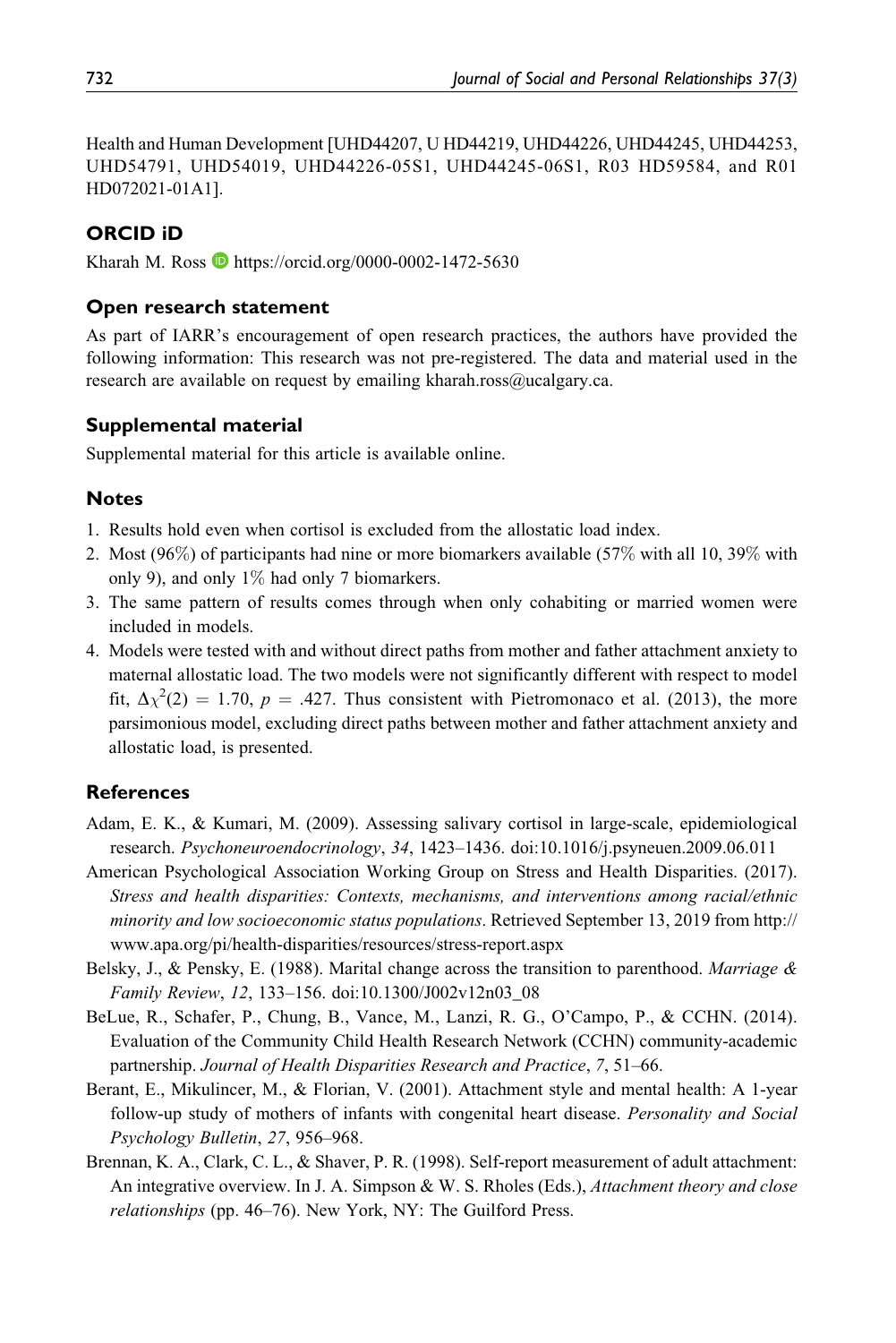Health and Human Development [UHD44207, U HD44219, UHD44226, UHD44245, UHD44253, UHD54791, UHD54019, UHD44226-05S1, UHD44245-06S1, R03 HD59584, and R01 HD072021-01A1].

## ORCID iD

Kharah M. Ross https://orcid.org/0000-0002-1472-5630

### Open research statement

As part of IARR's encouragement of open research practices, the authors have provided the following information: This research was not pre-registered. The data and material used in the research are available on request by emailing kharah.ross@ucalgary.ca.

### Supplemental material

Supplemental material for this article is available online.

### Notes

1. Results hold even when cortisol is excluded from the allostatic load index.
2. Most (96%) of participants had nine or more biomarkers available (57% with all 10, 39% with only 9), and only 1% had only 7 biomarkers.
3. The same pattern of results comes through when only cohabiting or married women were included in models.
4. Models were tested with and without direct paths from mother and father attachment anxiety to maternal allostatic load. The two models were not significantly different with respect to model fit, $\Delta\chi^2(2) = 1.70$, $p = .427$. Thus consistent with Pietromonaco et al. (2013), the more parsimonious model, excluding direct paths between mother and father attachment anxiety and allostatic load, is presented.

### References

Adam, E. K., & Kumari, M. (2009). Assessing salivary cortisol in large-scale, epidemiological research. *Psychoneuroendocrinology*, *34*, 1423–1436. doi:10.1016/j.psyneuen.2009.06.011

American Psychological Association Working Group on Stress and Health Disparities. (2017). *Stress and health disparities: Contexts, mechanisms, and interventions among racial/ethnic minority and low socioeconomic status populations*. Retrieved September 13, 2019 from http://www.apa.org/pi/health-disparities/resources/stress-report.aspx

Belsky, J., & Pensky, E. (1988). Marital change across the transition to parenthood. *Marriage & Family Review*, *12*, 133–156. doi:10.1300/J002v12n03_08

BeLue, R., Schafer, P., Chung, B., Vance, M., Lanzi, R. G., O'Campo, P., & CCHN. (2014). Evaluation of the Community Child Health Research Network (CCHN) community-academic partnership. *Journal of Health Disparities Research and Practice*, *7*, 51–66.

Berant, E., Mikulincer, M., & Florian, V. (2001). Attachment style and mental health: A 1-year follow-up study of mothers of infants with congenital heart disease. *Personality and Social Psychology Bulletin*, *27*, 956–968.

Brennan, K. A., Clark, C. L., & Shaver, P. R. (1998). Self-report measurement of adult attachment: An integrative overview. In J. A. Simpson & W. S. Rholes (Eds.), *Attachment theory and close relationships* (pp. 46–76). New York, NY: The Guilford Press.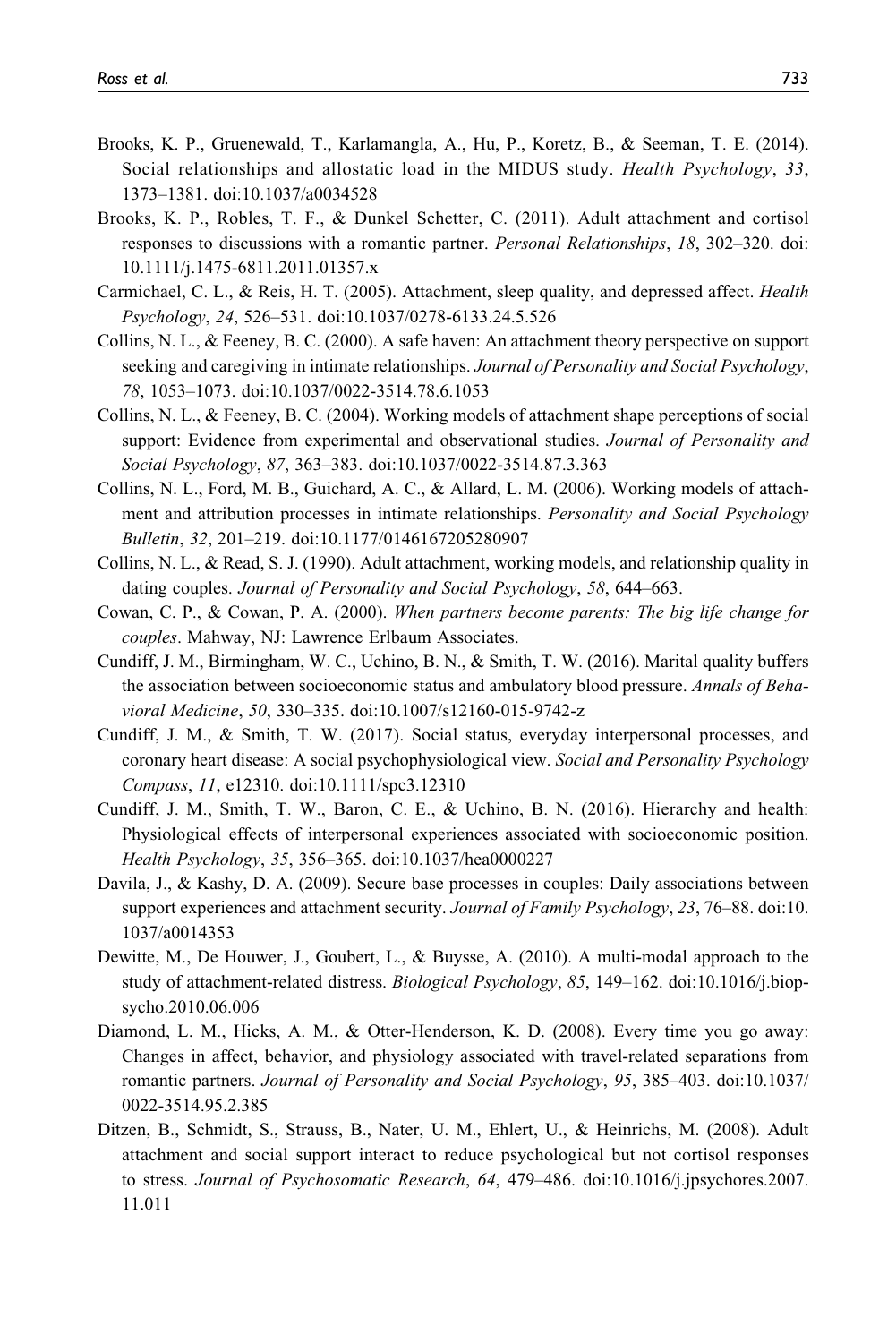Brooks, K. P., Gruenewald, T., Karlamangla, A., Hu, P., Koretz, B., & Seeman, T. E. (2014). Social relationships and allostatic load in the MIDUS study. *Health Psychology*, *33*, 1373–1381. doi:10.1037/a0034528

Brooks, K. P., Robles, T. F., & Dunkel Schetter, C. (2011). Adult attachment and cortisol responses to discussions with a romantic partner. *Personal Relationships*, *18*, 302–320. doi:10.1111/j.1475-6811.2011.01357.x

Carmichael, C. L., & Reis, H. T. (2005). Attachment, sleep quality, and depressed affect. *Health Psychology*, *24*, 526–531. doi:10.1037/0278-6133.24.5.526

Collins, N. L., & Feeney, B. C. (2000). A safe haven: An attachment theory perspective on support seeking and caregiving in intimate relationships. *Journal of Personality and Social Psychology*, *78*, 1053–1073. doi:10.1037/0022-3514.78.6.1053

Collins, N. L., & Feeney, B. C. (2004). Working models of attachment shape perceptions of social support: Evidence from experimental and observational studies. *Journal of Personality and Social Psychology*, *87*, 363–383. doi:10.1037/0022-3514.87.3.363

Collins, N. L., Ford, M. B., Guichard, A. C., & Allard, L. M. (2006). Working models of attachment and attribution processes in intimate relationships. *Personality and Social Psychology Bulletin*, *32*, 201–219. doi:10.1177/0146167205280907

Collins, N. L., & Read, S. J. (1990). Adult attachment, working models, and relationship quality in dating couples. *Journal of Personality and Social Psychology*, *58*, 644–663.

Cowan, C. P., & Cowan, P. A. (2000). *When partners become parents: The big life change for couples*. Mahway, NJ: Lawrence Erlbaum Associates.

Cundiff, J. M., Birmingham, W. C., Uchino, B. N., & Smith, T. W. (2016). Marital quality buffers the association between socioeconomic status and ambulatory blood pressure. *Annals of Behavioral Medicine*, *50*, 330–335. doi:10.1007/s12160-015-9742-z

Cundiff, J. M., & Smith, T. W. (2017). Social status, everyday interpersonal processes, and coronary heart disease: A social psychophysiological view. *Social and Personality Psychology Compass*, *11*, e12310. doi:10.1111/spc3.12310

Cundiff, J. M., Smith, T. W., Baron, C. E., & Uchino, B. N. (2016). Hierarchy and health: Physiological effects of interpersonal experiences associated with socioeconomic position. *Health Psychology*, *35*, 356–365. doi:10.1037/hea0000227

Davila, J., & Kashy, D. A. (2009). Secure base processes in couples: Daily associations between support experiences and attachment security. *Journal of Family Psychology*, *23*, 76–88. doi:10.1037/a0014353

Dewitte, M., De Houwer, J., Goubert, L., & Buysse, A. (2010). A multi-modal approach to the study of attachment-related distress. *Biological Psychology*, *85*, 149–162. doi:10.1016/j.biopsycho.2010.06.006

Diamond, L. M., Hicks, A. M., & Otter-Henderson, K. D. (2008). Every time you go away: Changes in affect, behavior, and physiology associated with travel-related separations from romantic partners. *Journal of Personality and Social Psychology*, *95*, 385–403. doi:10.1037/0022-3514.95.2.385

Ditzen, B., Schmidt, S., Strauss, B., Nater, U. M., Ehlert, U., & Heinrichs, M. (2008). Adult attachment and social support interact to reduce psychological but not cortisol responses to stress. *Journal of Psychosomatic Research*, *64*, 479–486. doi:10.1016/j.jpsychores.2007.11.011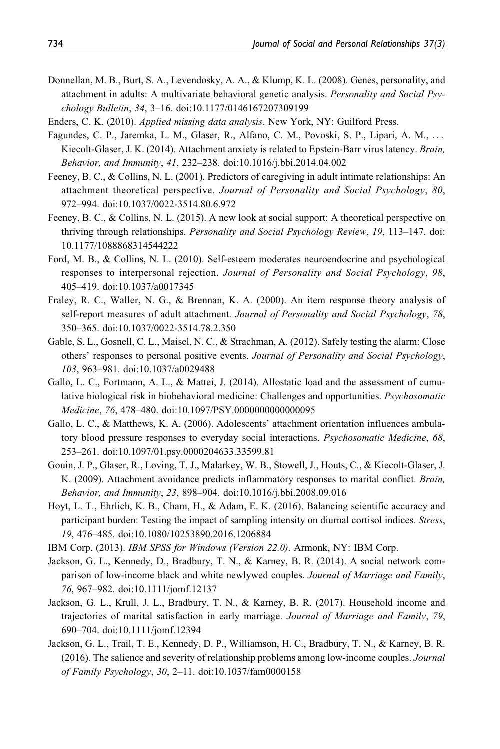Donnellan, M. B., Burt, S. A., Levendosky, A. A., & Klump, K. L. (2008). Genes, personality, and attachment in adults: A multivariate behavioral genetic analysis. *Personality and Social Psychology Bulletin*, *34*, 3–16. doi:10.1177/0146167207309199

Enders, C. K. (2010). *Applied missing data analysis*. New York, NY: Guilford Press.

Fagundes, C. P., Jaremka, L. M., Glaser, R., Alfano, C. M., Povoski, S. P., Lipari, A. M., ... Kiecolt-Glaser, J. K. (2014). Attachment anxiety is related to Epstein-Barr virus latency. *Brain, Behavior, and Immunity*, *41*, 232–238. doi:10.1016/j.bbi.2014.04.002

Feeney, B. C., & Collins, N. L. (2001). Predictors of caregiving in adult intimate relationships: An attachment theoretical perspective. *Journal of Personality and Social Psychology*, *80*, 972–994. doi:10.1037/0022-3514.80.6.972

Feeney, B. C., & Collins, N. L. (2015). A new look at social support: A theoretical perspective on thriving through relationships. *Personality and Social Psychology Review*, *19*, 113–147. doi:10.1177/1088868314544222

Ford, M. B., & Collins, N. L. (2010). Self-esteem moderates neuroendocrine and psychological responses to interpersonal rejection. *Journal of Personality and Social Psychology*, *98*, 405–419. doi:10.1037/a0017345

Fraley, R. C., Waller, N. G., & Brennan, K. A. (2000). An item response theory analysis of self-report measures of adult attachment. *Journal of Personality and Social Psychology*, *78*, 350–365. doi:10.1037/0022-3514.78.2.350

Gable, S. L., Gosnell, C. L., Maisel, N. C., & Strachman, A. (2012). Safely testing the alarm: Close others' responses to personal positive events. *Journal of Personality and Social Psychology*, *103*, 963–981. doi:10.1037/a0029488

Gallo, L. C., Fortmann, A. L., & Mattei, J. (2014). Allostatic load and the assessment of cumulative biological risk in biobehavioral medicine: Challenges and opportunities. *Psychosomatic Medicine*, *76*, 478–480. doi:10.1097/PSY.0000000000000095

Gallo, L. C., & Matthews, K. A. (2006). Adolescents' attachment orientation influences ambulatory blood pressure responses to everyday social interactions. *Psychosomatic Medicine*, *68*, 253–261. doi:10.1097/01.psy.0000204633.33599.81

Gouin, J. P., Glaser, R., Loving, T. J., Malarkey, W. B., Stowell, J., Houts, C., & Kiecolt-Glaser, J. K. (2009). Attachment avoidance predicts inflammatory responses to marital conflict. *Brain, Behavior, and Immunity*, *23*, 898–904. doi:10.1016/j.bbi.2008.09.016

Hoyt, L. T., Ehrlich, K. B., Cham, H., & Adam, E. K. (2016). Balancing scientific accuracy and participant burden: Testing the impact of sampling intensity on diurnal cortisol indices. *Stress*, *19*, 476–485. doi:10.1080/10253890.2016.1206884

IBM Corp. (2013). *IBM SPSS for Windows (Version 22.0)*. Armonk, NY: IBM Corp.

Jackson, G. L., Kennedy, D., Bradbury, T. N., & Karney, B. R. (2014). A social network comparison of low-income black and white newlywed couples. *Journal of Marriage and Family*, *76*, 967–982. doi:10.1111/jomf.12137

Jackson, G. L., Krull, J. L., Bradbury, T. N., & Karney, B. R. (2017). Household income and trajectories of marital satisfaction in early marriage. *Journal of Marriage and Family*, *79*, 690–704. doi:10.1111/jomf.12394

Jackson, G. L., Trail, T. E., Kennedy, D. P., Williamson, H. C., Bradbury, T. N., & Karney, B. R. (2016). The salience and severity of relationship problems among low-income couples. *Journal of Family Psychology*, *30*, 2–11. doi:10.1037/fam0000158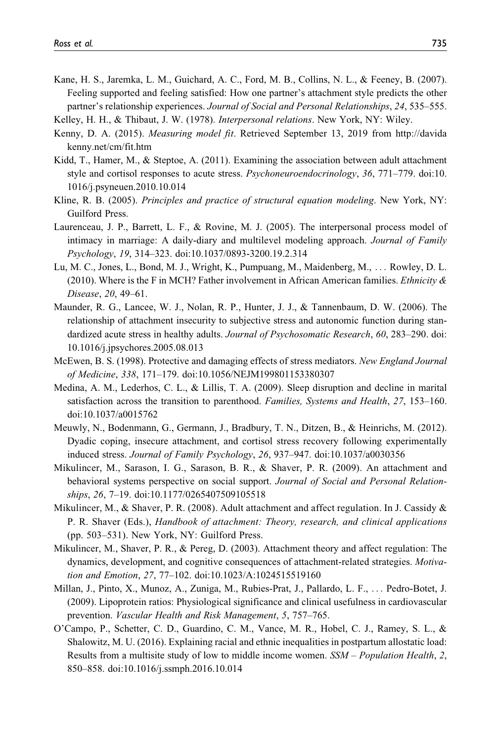Kane, H. S., Jaremka, L. M., Guichard, A. C., Ford, M. B., Collins, N. L., & Feeney, B. (2007). Feeling supported and feeling satisfied: How one partner's attachment style predicts the other partner's relationship experiences. *Journal of Social and Personal Relationships*, *24*, 535–555.

Kelley, H. H., & Thibaut, J. W. (1978). *Interpersonal relations*. New York, NY: Wiley.

Kenny, D. A. (2015). *Measuring model fit*. Retrieved September 13, 2019 from http://davidakenny.net/cm/fit.htm

Kidd, T., Hamer, M., & Steptoe, A. (2011). Examining the association between adult attachment style and cortisol responses to acute stress. *Psychoneuroendocrinology*, *36*, 771–779. doi:10.1016/j.psyneuen.2010.10.014

Kline, R. B. (2005). *Principles and practice of structural equation modeling*. New York, NY: Guilford Press.

Laurenceau, J. P., Barrett, L. F., & Rovine, M. J. (2005). The interpersonal process model of intimacy in marriage: A daily-diary and multilevel modeling approach. *Journal of Family Psychology*, *19*, 314–323. doi:10.1037/0893-3200.19.2.314

Lu, M. C., Jones, L., Bond, M. J., Wright, K., Pumpuang, M., Maidenberg, M., ... Rowley, D. L. (2010). Where is the F in MCH? Father involvement in African American families. *Ethnicity & Disease*, *20*, 49–61.

Maunder, R. G., Lancee, W. J., Nolan, R. P., Hunter, J. J., & Tannenbaum, D. W. (2006). The relationship of attachment insecurity to subjective stress and autonomic function during standardized acute stress in healthy adults. *Journal of Psychosomatic Research*, *60*, 283–290. doi:10.1016/j.jpsychores.2005.08.013

McEwen, B. S. (1998). Protective and damaging effects of stress mediators. *New England Journal of Medicine*, *338*, 171–179. doi:10.1056/NEJM199801153380307

Medina, A. M., Lederhos, C. L., & Lillis, T. A. (2009). Sleep disruption and decline in marital satisfaction across the transition to parenthood. *Families, Systems and Health*, *27*, 153–160. doi:10.1037/a0015762

Meuwly, N., Bodenmann, G., Germann, J., Bradbury, T. N., Ditzen, B., & Heinrichs, M. (2012). Dyadic coping, insecure attachment, and cortisol stress recovery following experimentally induced stress. *Journal of Family Psychology*, *26*, 937–947. doi:10.1037/a0030356

Mikulincer, M., Sarason, I. G., Sarason, B. R., & Shaver, P. R. (2009). An attachment and behavioral systems perspective on social support. *Journal of Social and Personal Relationships*, *26*, 7–19. doi:10.1177/0265407509105518

Mikulincer, M., & Shaver, P. R. (2008). Adult attachment and affect regulation. In J. Cassidy & P. R. Shaver (Eds.), *Handbook of attachment: Theory, research, and clinical applications* (pp. 503–531). New York, NY: Guilford Press.

Mikulincer, M., Shaver, P. R., & Pereg, D. (2003). Attachment theory and affect regulation: The dynamics, development, and cognitive consequences of attachment-related strategies. *Motivation and Emotion*, *27*, 77–102. doi:10.1023/A:1024515519160

Millan, J., Pinto, X., Munoz, A., Zuniga, M., Rubies-Prat, J., Pallardo, L. F., ... Pedro-Botet, J. (2009). Lipoprotein ratios: Physiological significance and clinical usefulness in cardiovascular prevention. *Vascular Health and Risk Management*, *5*, 757–765.

O'Campo, P., Schetter, C. D., Guardino, C. M., Vance, M. R., Hobel, C. J., Ramey, S. L., & Shalowitz, M. U. (2016). Explaining racial and ethnic inequalities in postpartum allostatic load: Results from a multisite study of low to middle income women. *SSM – Population Health*, *2*, 850–858. doi:10.1016/j.ssmph.2016.10.014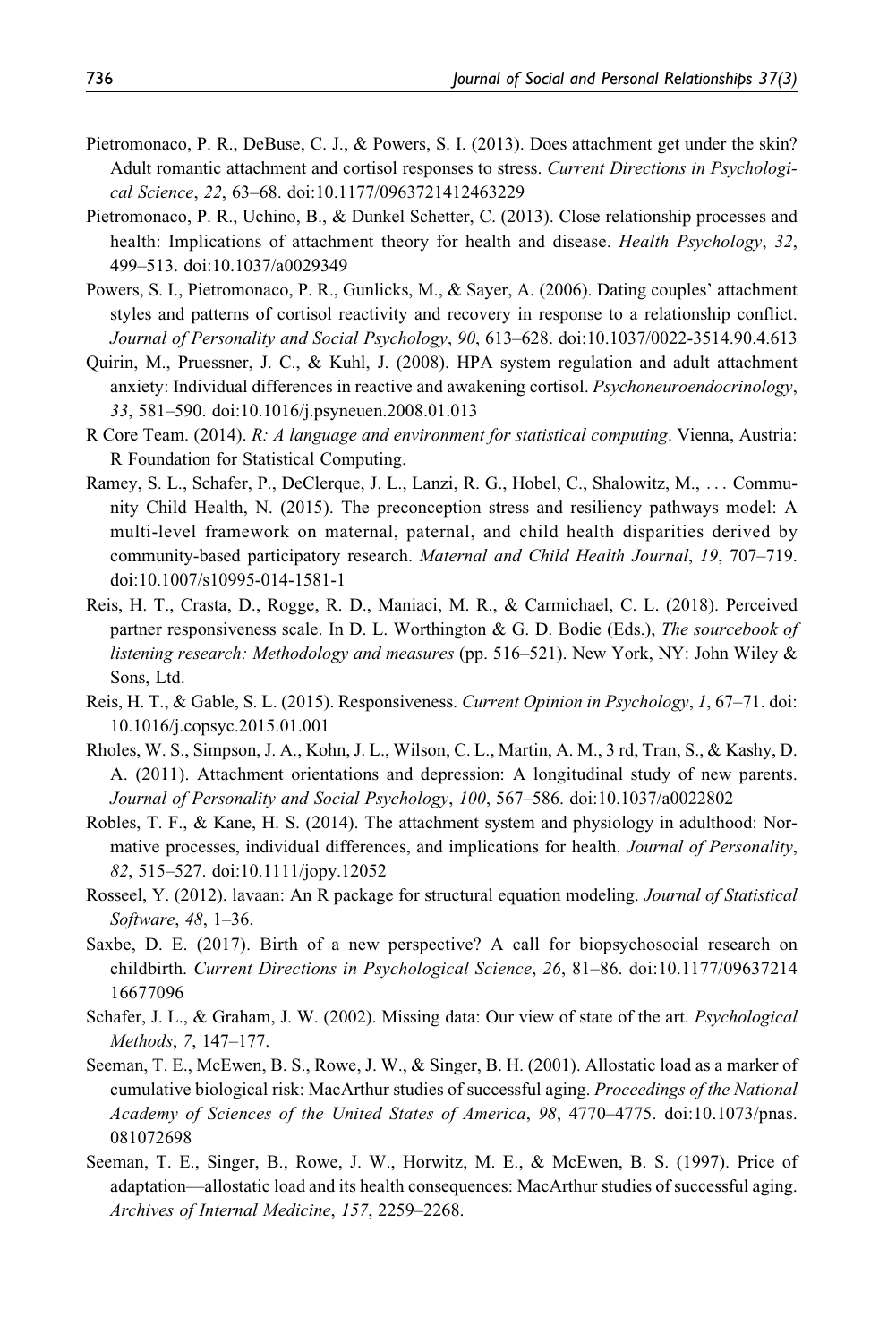Pietromonaco, P. R., DeBuse, C. J., & Powers, S. I. (2013). Does attachment get under the skin? Adult romantic attachment and cortisol responses to stress. *Current Directions in Psychological Science*, *22*, 63–68. doi:10.1177/0963721412463229

Pietromonaco, P. R., Uchino, B., & Dunkel Schetter, C. (2013). Close relationship processes and health: Implications of attachment theory for health and disease. *Health Psychology*, *32*, 499–513. doi:10.1037/a0029349

Powers, S. I., Pietromonaco, P. R., Gunlicks, M., & Sayer, A. (2006). Dating couples' attachment styles and patterns of cortisol reactivity and recovery in response to a relationship conflict. *Journal of Personality and Social Psychology*, *90*, 613–628. doi:10.1037/0022-3514.90.4.613

Quirin, M., Pruessner, J. C., & Kuhl, J. (2008). HPA system regulation and adult attachment anxiety: Individual differences in reactive and awakening cortisol. *Psychoneuroendocrinology*, *33*, 581–590. doi:10.1016/j.psyneuen.2008.01.013

R Core Team. (2014). *R: A language and environment for statistical computing*. Vienna, Austria: R Foundation for Statistical Computing.

Ramey, S. L., Schafer, P., DeClerque, J. L., Lanzi, R. G., Hobel, C., Shalowitz, M., ... Community Child Health, N. (2015). The preconception stress and resiliency pathways model: A multi-level framework on maternal, paternal, and child health disparities derived by community-based participatory research. *Maternal and Child Health Journal*, *19*, 707–719. doi:10.1007/s10995-014-1581-1

Reis, H. T., Crasta, D., Rogge, R. D., Maniaci, M. R., & Carmichael, C. L. (2018). Perceived partner responsiveness scale. In D. L. Worthington & G. D. Bodie (Eds.), *The sourcebook of listening research: Methodology and measures* (pp. 516–521). New York, NY: John Wiley & Sons, Ltd.

Reis, H. T., & Gable, S. L. (2015). Responsiveness. *Current Opinion in Psychology*, *1*, 67–71. doi: 10.1016/j.copsyc.2015.01.001

Rholes, W. S., Simpson, J. A., Kohn, J. L., Wilson, C. L., Martin, A. M., 3 rd, Tran, S., & Kashy, D. A. (2011). Attachment orientations and depression: A longitudinal study of new parents. *Journal of Personality and Social Psychology*, *100*, 567–586. doi:10.1037/a0022802

Robles, T. F., & Kane, H. S. (2014). The attachment system and physiology in adulthood: Normative processes, individual differences, and implications for health. *Journal of Personality*, *82*, 515–527. doi:10.1111/jopy.12052

Rosseel, Y. (2012). lavaan: An R package for structural equation modeling. *Journal of Statistical Software*, *48*, 1–36.

Saxbe, D. E. (2017). Birth of a new perspective? A call for biopsychosocial research on childbirth. *Current Directions in Psychological Science*, *26*, 81–86. doi:10.1177/0963721416677096

Schafer, J. L., & Graham, J. W. (2002). Missing data: Our view of state of the art. *Psychological Methods*, *7*, 147–177.

Seeman, T. E., McEwen, B. S., Rowe, J. W., & Singer, B. H. (2001). Allostatic load as a marker of cumulative biological risk: MacArthur studies of successful aging. *Proceedings of the National Academy of Sciences of the United States of America*, *98*, 4770–4775. doi:10.1073/pnas.081072698

Seeman, T. E., Singer, B., Rowe, J. W., Horwitz, M. E., & McEwen, B. S. (1997). Price of adaptation—allostatic load and its health consequences: MacArthur studies of successful aging. *Archives of Internal Medicine*, *157*, 2259–2268.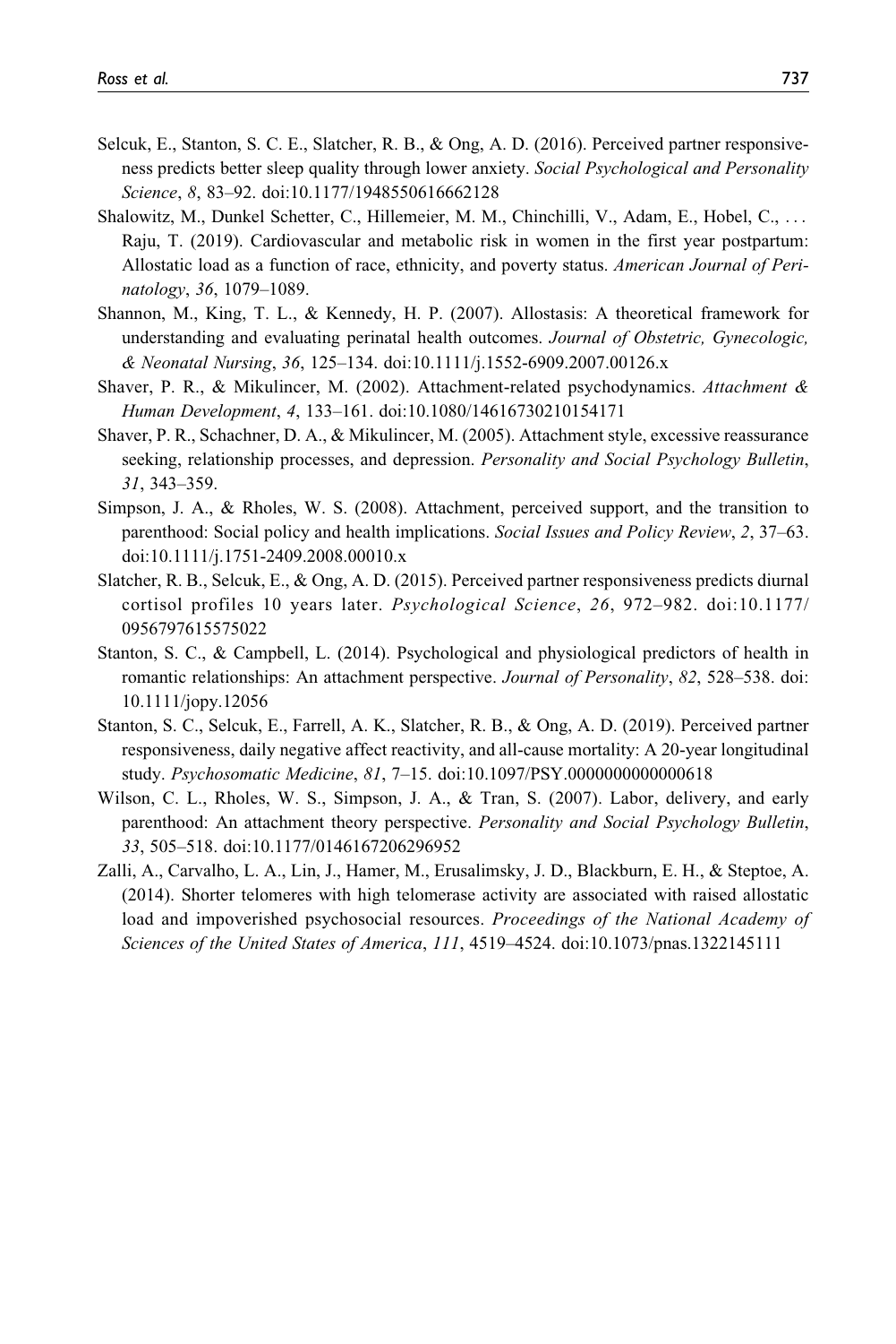Selcuk, E., Stanton, S. C. E., Slatcher, R. B., & Ong, A. D. (2016). Perceived partner responsiveness predicts better sleep quality through lower anxiety. *Social Psychological and Personality Science*, *8*, 83–92. doi:10.1177/1948550616662128

Shalowitz, M., Dunkel Schetter, C., Hillemeier, M. M., Chinchilli, V., Adam, E., Hobel, C., . . . Raju, T. (2019). Cardiovascular and metabolic risk in women in the first year postpartum: Allostatic load as a function of race, ethnicity, and poverty status. *American Journal of Perinatology*, *36*, 1079–1089.

Shannon, M., King, T. L., & Kennedy, H. P. (2007). Allostasis: A theoretical framework for understanding and evaluating perinatal health outcomes. *Journal of Obstetric, Gynecologic, & Neonatal Nursing*, *36*, 125–134. doi:10.1111/j.1552-6909.2007.00126.x

Shaver, P. R., & Mikulincer, M. (2002). Attachment-related psychodynamics. *Attachment & Human Development*, *4*, 133–161. doi:10.1080/14616730210154171

Shaver, P. R., Schachner, D. A., & Mikulincer, M. (2005). Attachment style, excessive reassurance seeking, relationship processes, and depression. *Personality and Social Psychology Bulletin*, *31*, 343–359.

Simpson, J. A., & Rholes, W. S. (2008). Attachment, perceived support, and the transition to parenthood: Social policy and health implications. *Social Issues and Policy Review*, *2*, 37–63. doi:10.1111/j.1751-2409.2008.00010.x

Slatcher, R. B., Selcuk, E., & Ong, A. D. (2015). Perceived partner responsiveness predicts diurnal cortisol profiles 10 years later. *Psychological Science*, *26*, 972–982. doi:10.1177/0956797615575022

Stanton, S. C., & Campbell, L. (2014). Psychological and physiological predictors of health in romantic relationships: An attachment perspective. *Journal of Personality*, *82*, 528–538. doi:10.1111/jopy.12056

Stanton, S. C., Selcuk, E., Farrell, A. K., Slatcher, R. B., & Ong, A. D. (2019). Perceived partner responsiveness, daily negative affect reactivity, and all-cause mortality: A 20-year longitudinal study. *Psychosomatic Medicine*, *81*, 7–15. doi:10.1097/PSY.0000000000000618

Wilson, C. L., Rholes, W. S., Simpson, J. A., & Tran, S. (2007). Labor, delivery, and early parenthood: An attachment theory perspective. *Personality and Social Psychology Bulletin*, *33*, 505–518. doi:10.1177/0146167206296952

Zalli, A., Carvalho, L. A., Lin, J., Hamer, M., Erusalimsky, J. D., Blackburn, E. H., & Steptoe, A. (2014). Shorter telomeres with high telomerase activity are associated with raised allostatic load and impoverished psychosocial resources. *Proceedings of the National Academy of Sciences of the United States of America*, *111*, 4519–4524. doi:10.1073/pnas.1322145111